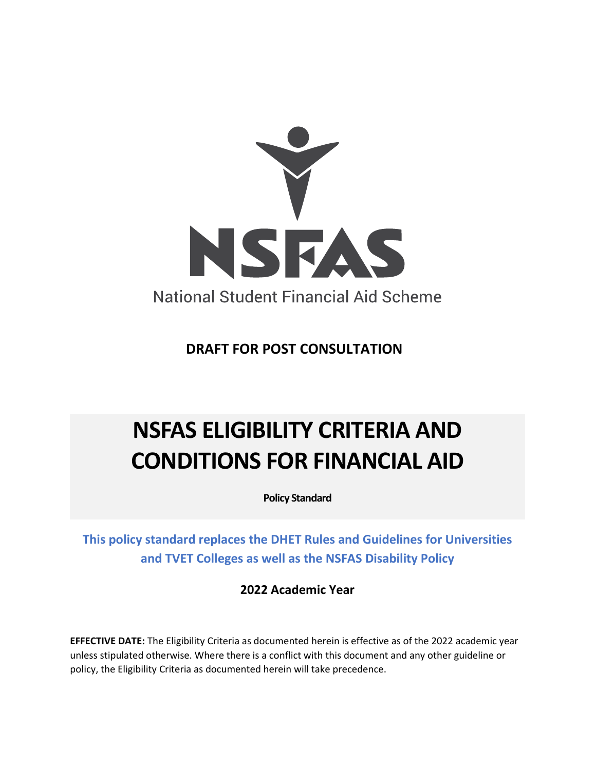NSFAS

National Student Financial Aid Scheme

**DRAFT FOR POST CONSULTATION**

# NSFAS ELIGIBILITY CRITERIA AND CONDITIONS FOR FINANCIAL AID

**Policy Standard**

**This policy standard replaces the DHET Rules and Guidelines for Universities and TVET Colleges as well as the NSFAS Disability Policy**

**2022 Academic Year**

**EFFECTIVE DATE:** The Eligibility Criteria as documented herein is effective as of the 2022 academic year unless stipulated otherwise. Where there is a conflict with this document and any other guideline or policy, the Eligibility Criteria as documented herein will take precedence.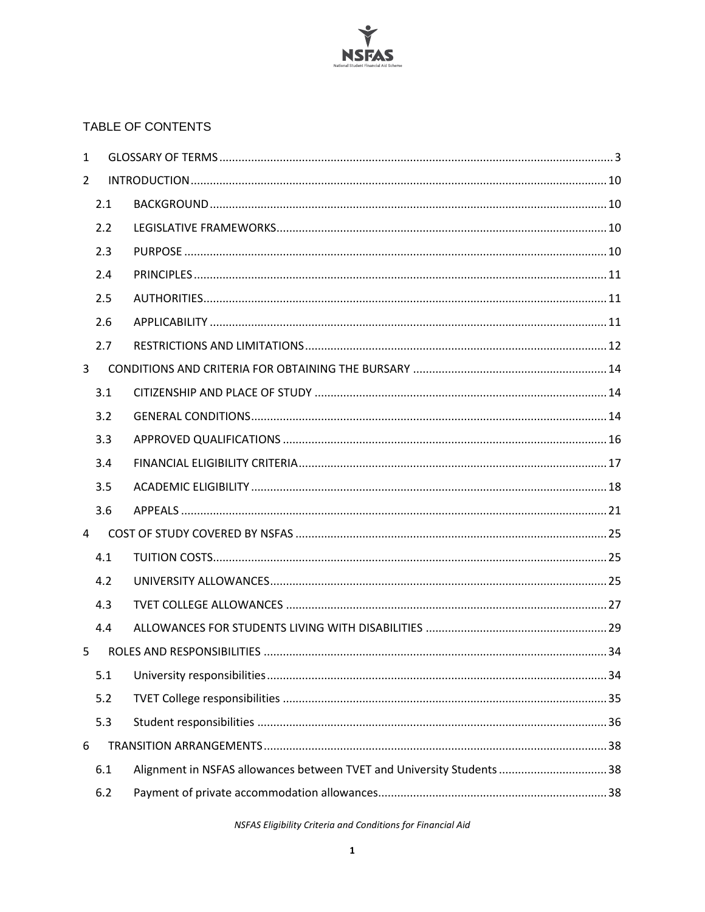# TABLE OF CONTENTS

1 GLOSSARY OF TERMS ..... 3

2 INTRODUCTION ..... 10

- 2.1 BACKGROUND ..... 10
- 2.2 LEGISLATIVE FRAMEWORKS ..... 10
- 2.3 PURPOSE ..... 10
- 2.4 PRINCIPLES ..... 11
- 2.5 AUTHORITIES ..... 11
- 2.6 APPLICABILITY ..... 11
- 2.7 RESTRICTIONS AND LIMITATIONS ..... 12

3 CONDITIONS AND CRITERIA FOR OBTAINING THE BURSARY ..... 14

- 3.1 CITIZENSHIP AND PLACE OF STUDY ..... 14
- 3.2 GENERAL CONDITIONS ..... 14
- 3.3 APPROVED QUALIFICATIONS ..... 16
- 3.4 FINANCIAL ELIGIBILITY CRITERIA ..... 17
- 3.5 ACADEMIC ELIGIBILITY ..... 18
- 3.6 APPEALS ..... 21

4 COST OF STUDY COVERED BY NSFAS ..... 25

- 4.1 TUITION COSTS ..... 25
- 4.2 UNIVERSITY ALLOWANCES ..... 25
- 4.3 TVET COLLEGE ALLOWANCES ..... 27
- 4.4 ALLOWANCES FOR STUDENTS LIVING WITH DISABILITIES ..... 29

5 ROLES AND RESPONSIBILITIES ..... 34

- 5.1 University responsibilities ..... 34
- 5.2 TVET College responsibilities ..... 35
- 5.3 Student responsibilities ..... 36

6 TRANSITION ARRANGEMENTS ..... 38

- 6.1 Alignment in NSFAS allowances between TVET and University Students ..... 38
- 6.2 Payment of private accommodation allowances ..... 38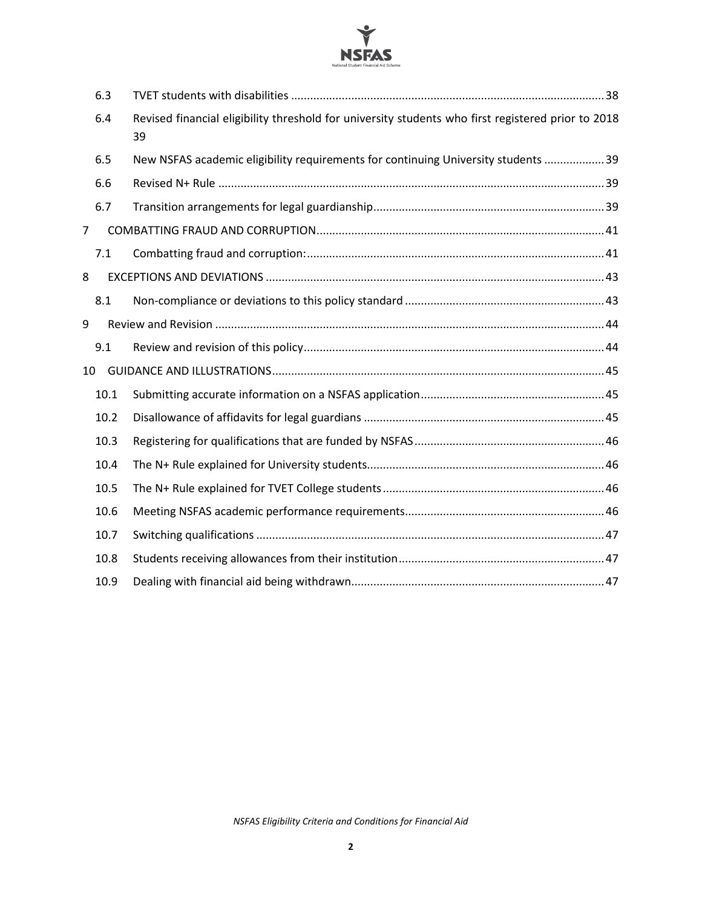| | | |
|---|---|---|
| 6.3 | TVET students with disabilities | 38 |
| 6.4 | Revised financial eligibility threshold for university students who first registered prior to 2018 | 39 |
| 6.5 | New NSFAS academic eligibility requirements for continuing University students | 39 |
| 6.6 | Revised N+ Rule | 39 |
| 6.7 | Transition arrangements for legal guardianship | 39 |
| 7 | COMBATTING FRAUD AND CORRUPTION | 41 |
| 7.1 | Combatting fraud and corruption: | 41 |
| 8 | EXCEPTIONS AND DEVIATIONS | 43 |
| 8.1 | Non-compliance or deviations to this policy standard | 43 |
| 9 | Review and Revision | 44 |
| 9.1 | Review and revision of this policy | 44 |
| 10 | GUIDANCE AND ILLUSTRATIONS | 45 |
| 10.1 | Submitting accurate information on a NSFAS application | 45 |
| 10.2 | Disallowance of affidavits for legal guardians | 45 |
| 10.3 | Registering for qualifications that are funded by NSFAS | 46 |
| 10.4 | The N+ Rule explained for University students | 46 |
| 10.5 | The N+ Rule explained for TVET College students | 46 |
| 10.6 | Meeting NSFAS academic performance requirements | 46 |
| 10.7 | Switching qualifications | 47 |
| 10.8 | Students receiving allowances from their institution | 47 |
| 10.9 | Dealing with financial aid being withdrawn | 47 |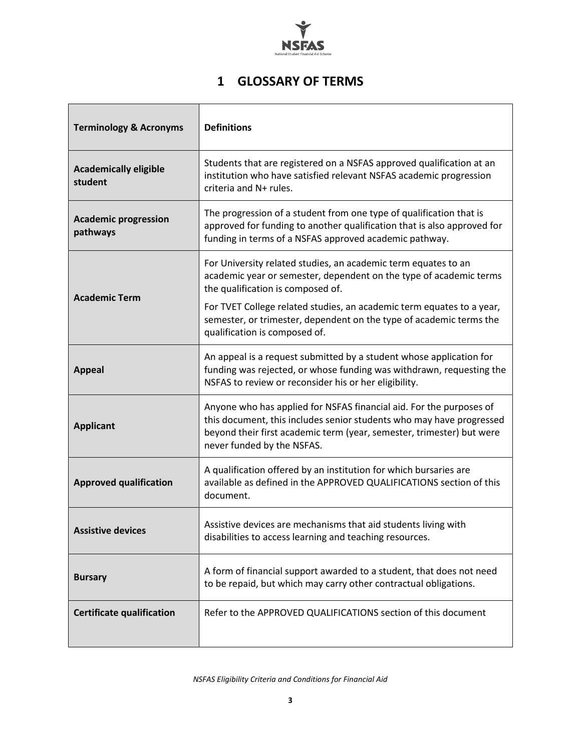# 1 GLOSSARY OF TERMS

| Terminology & Acronyms | Definitions |
|---|---|
| **Academically eligible student** | Students that are registered on a NSFAS approved qualification at an institution who have satisfied relevant NSFAS academic progression criteria and N+ rules. |
| **Academic progression pathways** | The progression of a student from one type of qualification that is approved for funding to another qualification that is also approved for funding in terms of a NSFAS approved academic pathway. |
| **Academic Term** | For University related studies, an academic term equates to an academic year or semester, dependent on the type of academic terms the qualification is composed of. For TVET College related studies, an academic term equates to a year, semester, or trimester, dependent on the type of academic terms the qualification is composed of. |
| **Appeal** | An appeal is a request submitted by a student whose application for funding was rejected, or whose funding was withdrawn, requesting the NSFAS to review or reconsider his or her eligibility. |
| **Applicant** | Anyone who has applied for NSFAS financial aid. For the purposes of this document, this includes senior students who may have progressed beyond their first academic term (year, semester, trimester) but were never funded by the NSFAS. |
| **Approved qualification** | A qualification offered by an institution for which bursaries are available as defined in the APPROVED QUALIFICATIONS section of this document. |
| **Assistive devices** | Assistive devices are mechanisms that aid students living with disabilities to access learning and teaching resources. |
| **Bursary** | A form of financial support awarded to a student, that does not need to be repaid, but which may carry other contractual obligations. |
| **Certificate qualification** | Refer to the APPROVED QUALIFICATIONS section of this document |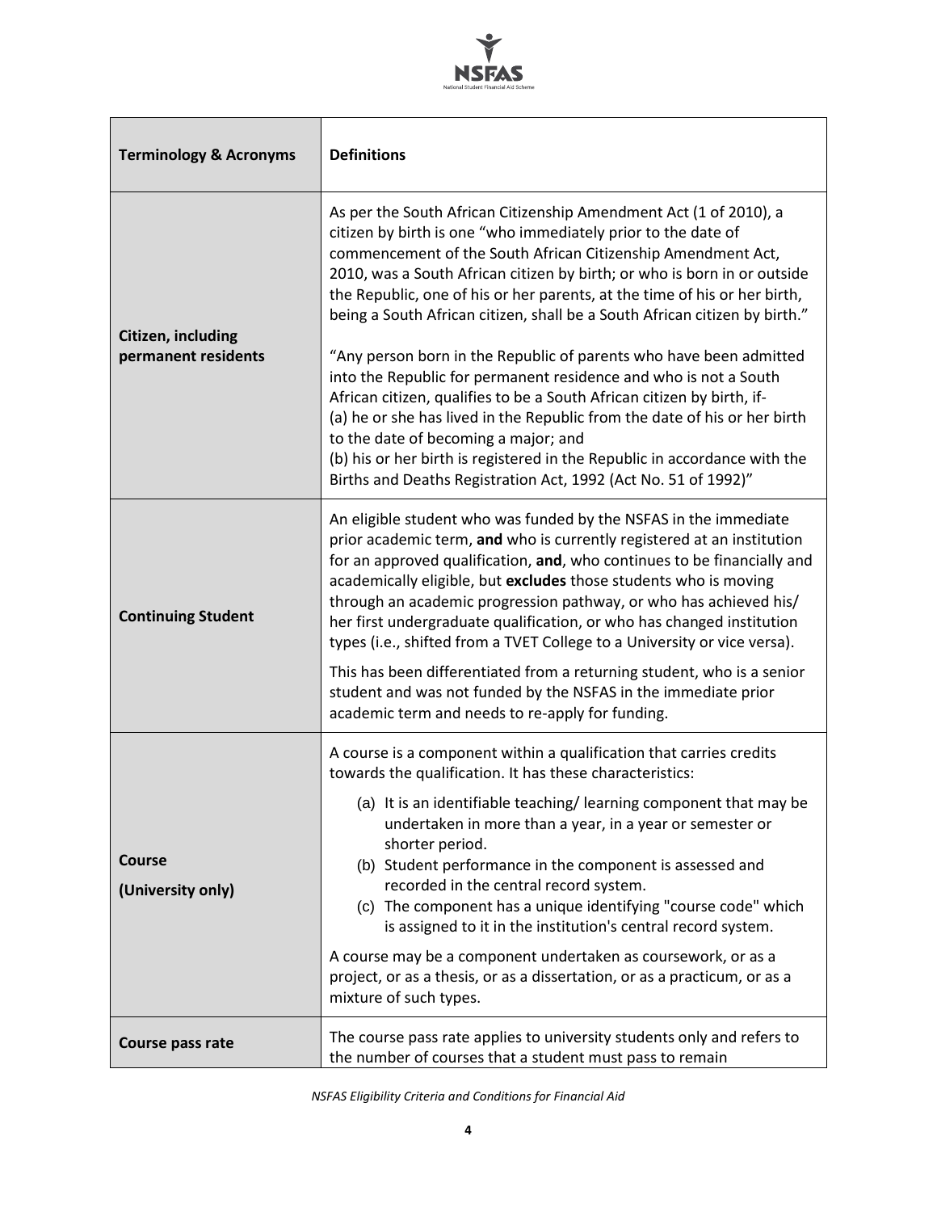| Terminology & Acronyms | Definitions |
|---|---|
| **Citizen, including permanent residents** | As per the South African Citizenship Amendment Act (1 of 2010), a citizen by birth is one "who immediately prior to the date of commencement of the South African Citizenship Amendment Act, 2010, was a South African citizen by birth; or who is born in or outside the Republic, one of his or her parents, at the time of his or her birth, being a South African citizen, shall be a South African citizen by birth."<br><br>"Any person born in the Republic of parents who have been admitted into the Republic for permanent residence and who is not a South African citizen, qualifies to be a South African citizen by birth, if-<br>(a) he or she has lived in the Republic from the date of his or her birth to the date of becoming a major; and<br>(b) his or her birth is registered in the Republic in accordance with the Births and Deaths Registration Act, 1992 (Act No. 51 of 1992)" |
| **Continuing Student** | An eligible student who was funded by the NSFAS in the immediate prior academic term, **and** who is currently registered at an institution for an approved qualification, **and**, who continues to be financially and academically eligible, but **excludes** those students who is moving through an academic progression pathway, or who has achieved his/ her first undergraduate qualification, or who has changed institution types (i.e., shifted from a TVET College to a University or vice versa).<br><br>This has been differentiated from a returning student, who is a senior student and was not funded by the NSFAS in the immediate prior academic term and needs to re-apply for funding. |
| **Course (University only)** | A course is a component within a qualification that carries credits towards the qualification. It has these characteristics:<br>(a) It is an identifiable teaching/ learning component that may be undertaken in more than a year, in a year or semester or shorter period.<br>(b) Student performance in the component is assessed and recorded in the central record system.<br>(c) The component has a unique identifying "course code" which is assigned to it in the institution's central record system.<br><br>A course may be a component undertaken as coursework, or as a project, or as a thesis, or as a dissertation, or as a practicum, or as a mixture of such types. |
| **Course pass rate** | The course pass rate applies to university students only and refers to the number of courses that a student must pass to remain |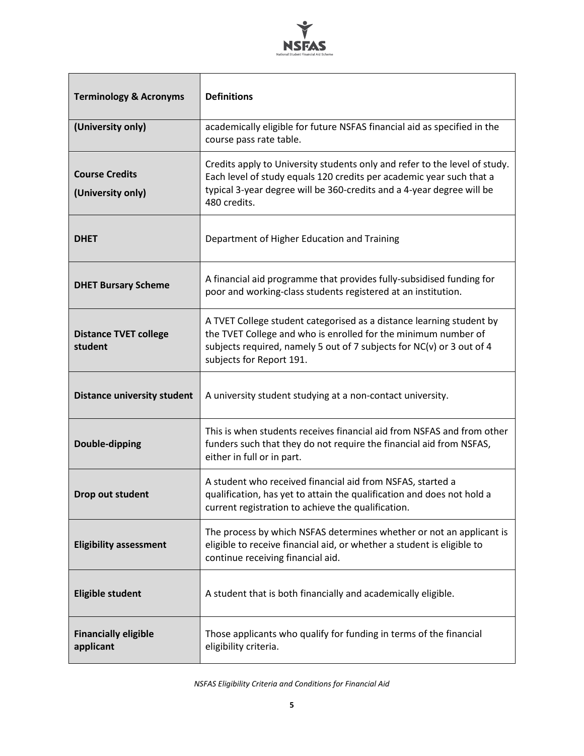| Terminology & Acronyms | Definitions |
|---|---|
| (University only) | academically eligible for future NSFAS financial aid as specified in the course pass rate table. |
| Course Credits (University only) | Credits apply to University students only and refer to the level of study. Each level of study equals 120 credits per academic year such that a typical 3-year degree will be 360-credits and a 4-year degree will be 480 credits. |
| DHET | Department of Higher Education and Training |
| DHET Bursary Scheme | A financial aid programme that provides fully-subsidised funding for poor and working-class students registered at an institution. |
| Distance TVET college student | A TVET College student categorised as a distance learning student by the TVET College and who is enrolled for the minimum number of subjects required, namely 5 out of 7 subjects for NC(v) or 3 out of 4 subjects for Report 191. |
| Distance university student | A university student studying at a non-contact university. |
| Double-dipping | This is when students receives financial aid from NSFAS and from other funders such that they do not require the financial aid from NSFAS, either in full or in part. |
| Drop out student | A student who received financial aid from NSFAS, started a qualification, has yet to attain the qualification and does not hold a current registration to achieve the qualification. |
| Eligibility assessment | The process by which NSFAS determines whether or not an applicant is eligible to receive financial aid, or whether a student is eligible to continue receiving financial aid. |
| Eligible student | A student that is both financially and academically eligible. |
| Financially eligible applicant | Those applicants who qualify for funding in terms of the financial eligibility criteria. |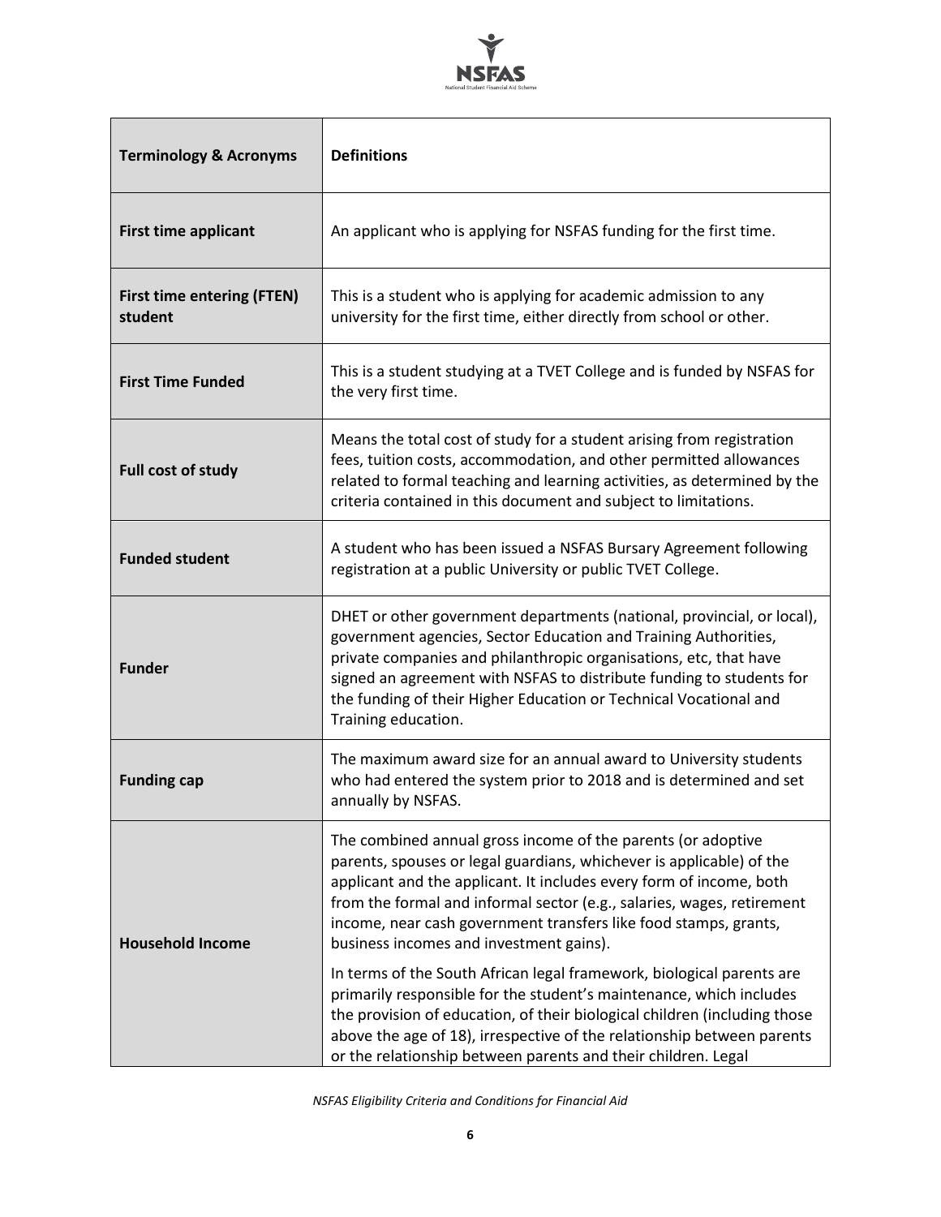| Terminology & Acronyms | Definitions |
|---|---|
| **First time applicant** | An applicant who is applying for NSFAS funding for the first time. |
| **First time entering (FTEN) student** | This is a student who is applying for academic admission to any university for the first time, either directly from school or other. |
| **First Time Funded** | This is a student studying at a TVET College and is funded by NSFAS for the very first time. |
| **Full cost of study** | Means the total cost of study for a student arising from registration fees, tuition costs, accommodation, and other permitted allowances related to formal teaching and learning activities, as determined by the criteria contained in this document and subject to limitations. |
| **Funded student** | A student who has been issued a NSFAS Bursary Agreement following registration at a public University or public TVET College. |
| **Funder** | DHET or other government departments (national, provincial, or local), government agencies, Sector Education and Training Authorities, private companies and philanthropic organisations, etc, that have signed an agreement with NSFAS to distribute funding to students for the funding of their Higher Education or Technical Vocational and Training education. |
| **Funding cap** | The maximum award size for an annual award to University students who had entered the system prior to 2018 and is determined and set annually by NSFAS. |
| **Household Income** | The combined annual gross income of the parents (or adoptive parents, spouses or legal guardians, whichever is applicable) of the applicant and the applicant. It includes every form of income, both from the formal and informal sector (e.g., salaries, wages, retirement income, near cash government transfers like food stamps, grants, business incomes and investment gains).<br><br>In terms of the South African legal framework, biological parents are primarily responsible for the student's maintenance, which includes the provision of education, of their biological children (including those above the age of 18), irrespective of the relationship between parents or the relationship between parents and their children. Legal |

*NSFAS Eligibility Criteria and Conditions for Financial Aid*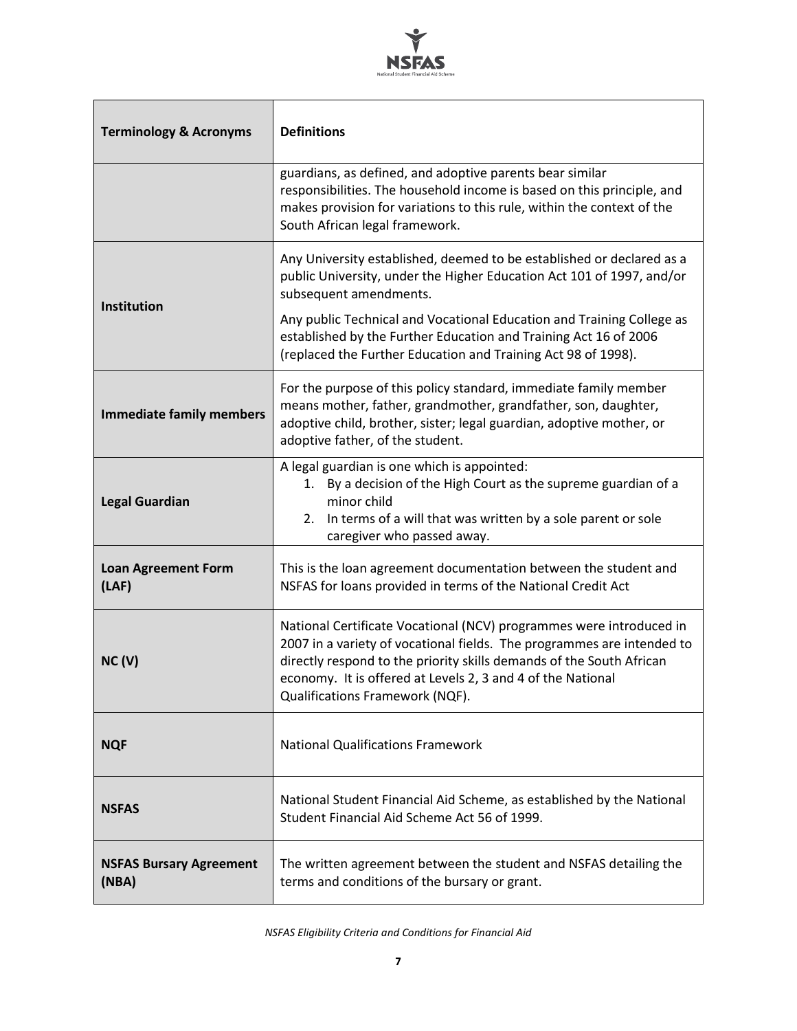| Terminology & Acronyms | Definitions |
|---|---|
| | guardians, as defined, and adoptive parents bear similar responsibilities. The household income is based on this principle, and makes provision for variations to this rule, within the context of the South African legal framework. |
| **Institution** | Any University established, deemed to be established or declared as a public University, under the Higher Education Act 101 of 1997, and/or subsequent amendments.<br><br>Any public Technical and Vocational Education and Training College as established by the Further Education and Training Act 16 of 2006 (replaced the Further Education and Training Act 98 of 1998). |
| **Immediate family members** | For the purpose of this policy standard, immediate family member means mother, father, grandmother, grandfather, son, daughter, adoptive child, brother, sister; legal guardian, adoptive mother, or adoptive father, of the student. |
| **Legal Guardian** | A legal guardian is one which is appointed:<br>1. By a decision of the High Court as the supreme guardian of a minor child<br>2. In terms of a will that was written by a sole parent or sole caregiver who passed away. |
| **Loan Agreement Form (LAF)** | This is the loan agreement documentation between the student and NSFAS for loans provided in terms of the National Credit Act |
| **NC (V)** | National Certificate Vocational (NCV) programmes were introduced in 2007 in a variety of vocational fields. The programmes are intended to directly respond to the priority skills demands of the South African economy. It is offered at Levels 2, 3 and 4 of the National Qualifications Framework (NQF). |
| **NQF** | National Qualifications Framework |
| **NSFAS** | National Student Financial Aid Scheme, as established by the National Student Financial Aid Scheme Act 56 of 1999. |
| **NSFAS Bursary Agreement (NBA)** | The written agreement between the student and NSFAS detailing the terms and conditions of the bursary or grant. |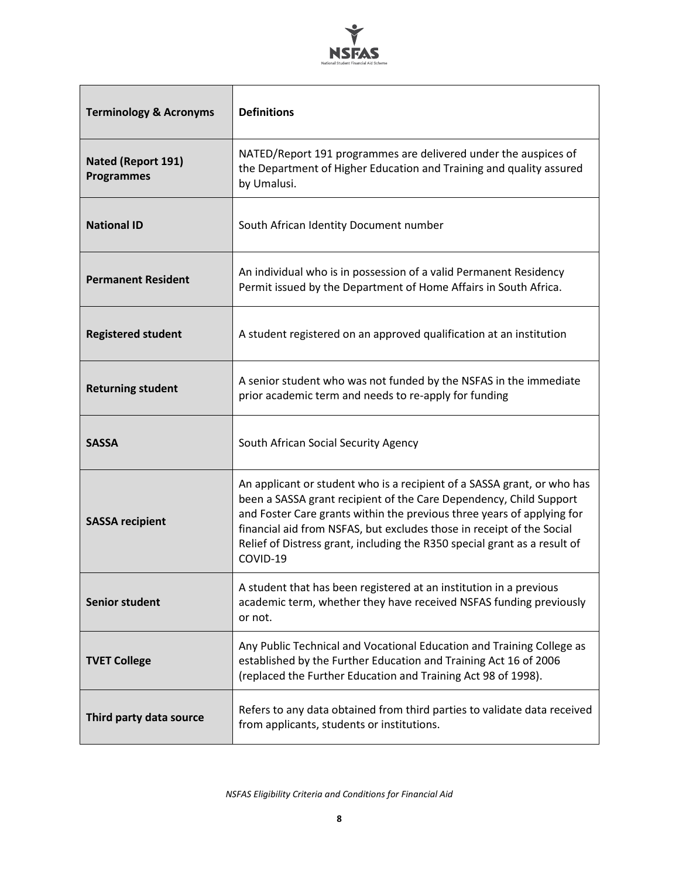| Terminology & Acronyms | Definitions |
|---|---|
| **Nated (Report 191) Programmes** | NATED/Report 191 programmes are delivered under the auspices of the Department of Higher Education and Training and quality assured by Umalusi. |
| **National ID** | South African Identity Document number |
| **Permanent Resident** | An individual who is in possession of a valid Permanent Residency Permit issued by the Department of Home Affairs in South Africa. |
| **Registered student** | A student registered on an approved qualification at an institution |
| **Returning student** | A senior student who was not funded by the NSFAS in the immediate prior academic term and needs to re-apply for funding |
| **SASSA** | South African Social Security Agency |
| **SASSA recipient** | An applicant or student who is a recipient of a SASSA grant, or who has been a SASSA grant recipient of the Care Dependency, Child Support and Foster Care grants within the previous three years of applying for financial aid from NSFAS, but excludes those in receipt of the Social Relief of Distress grant, including the R350 special grant as a result of COVID-19 |
| **Senior student** | A student that has been registered at an institution in a previous academic term, whether they have received NSFAS funding previously or not. |
| **TVET College** | Any Public Technical and Vocational Education and Training College as established by the Further Education and Training Act 16 of 2006 (replaced the Further Education and Training Act 98 of 1998). |
| **Third party data source** | Refers to any data obtained from third parties to validate data received from applicants, students or institutions. |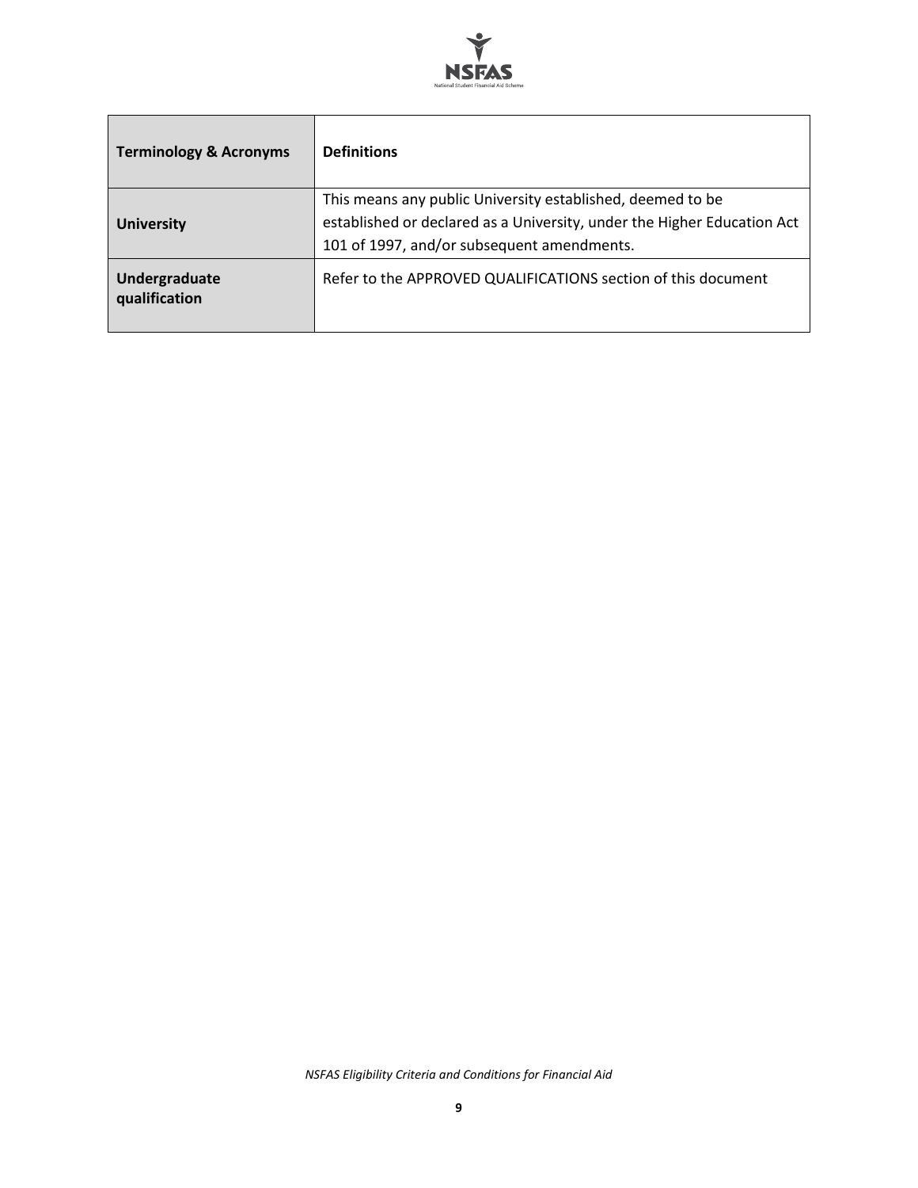| Terminology & Acronyms | Definitions |
| --- | --- |
| University | This means any public University established, deemed to be established or declared as a University, under the Higher Education Act 101 of 1997, and/or subsequent amendments. |
| Undergraduate qualification | Refer to the APPROVED QUALIFICATIONS section of this document |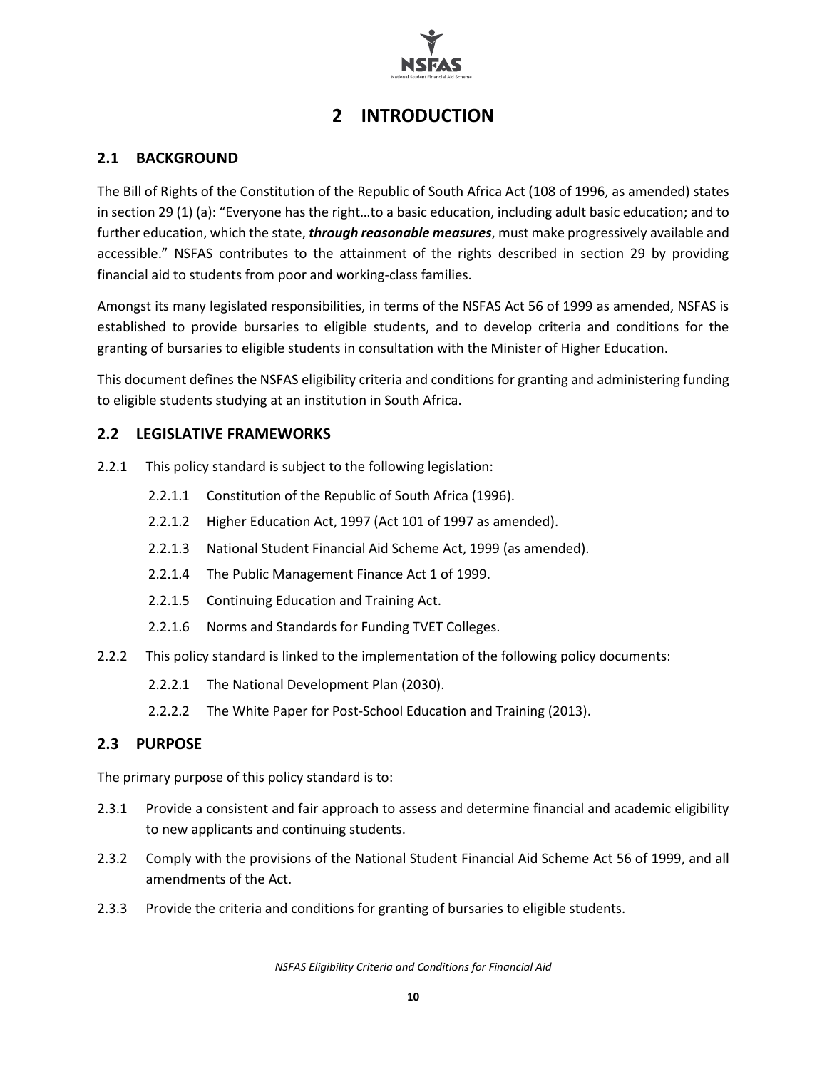# 2 INTRODUCTION

## 2.1 BACKGROUND

The Bill of Rights of the Constitution of the Republic of South Africa Act (108 of 1996, as amended) states in section 29 (1) (a): "Everyone has the right…to a basic education, including adult basic education; and to further education, which the state, ***through reasonable measures***, must make progressively available and accessible." NSFAS contributes to the attainment of the rights described in section 29 by providing financial aid to students from poor and working-class families.

Amongst its many legislated responsibilities, in terms of the NSFAS Act 56 of 1999 as amended, NSFAS is established to provide bursaries to eligible students, and to develop criteria and conditions for the granting of bursaries to eligible students in consultation with the Minister of Higher Education.

This document defines the NSFAS eligibility criteria and conditions for granting and administering funding to eligible students studying at an institution in South Africa.

## 2.2 LEGISLATIVE FRAMEWORKS

2.2.1 This policy standard is subject to the following legislation:

- 2.2.1.1 Constitution of the Republic of South Africa (1996).
- 2.2.1.2 Higher Education Act, 1997 (Act 101 of 1997 as amended).
- 2.2.1.3 National Student Financial Aid Scheme Act, 1999 (as amended).
- 2.2.1.4 The Public Management Finance Act 1 of 1999.
- 2.2.1.5 Continuing Education and Training Act.
- 2.2.1.6 Norms and Standards for Funding TVET Colleges.

2.2.2 This policy standard is linked to the implementation of the following policy documents:

- 2.2.2.1 The National Development Plan (2030).
- 2.2.2.2 The White Paper for Post-School Education and Training (2013).

## 2.3 PURPOSE

The primary purpose of this policy standard is to:

2.3.1 Provide a consistent and fair approach to assess and determine financial and academic eligibility to new applicants and continuing students.

2.3.2 Comply with the provisions of the National Student Financial Aid Scheme Act 56 of 1999, and all amendments of the Act.

2.3.3 Provide the criteria and conditions for granting of bursaries to eligible students.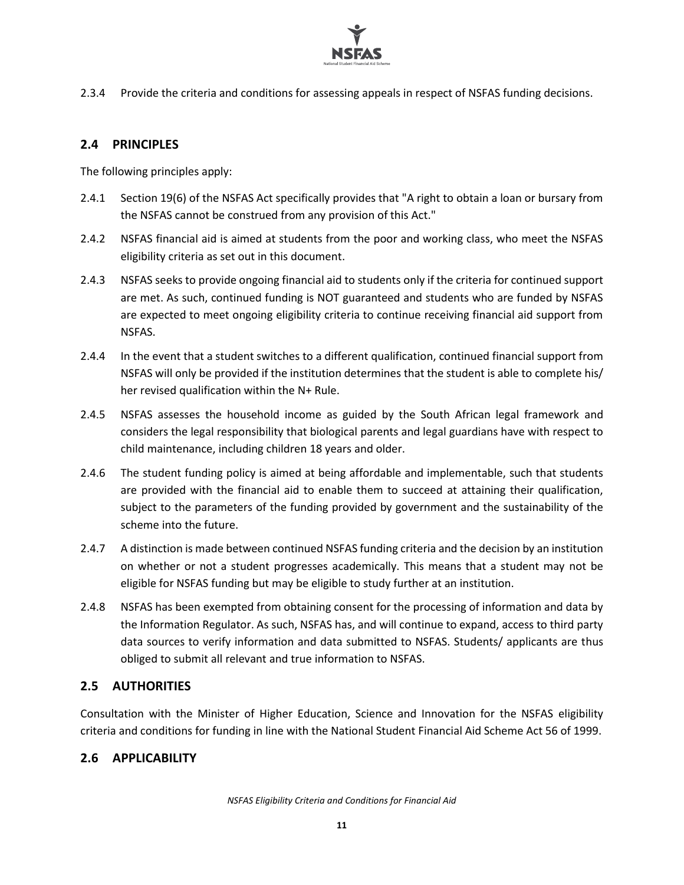2.3.4 Provide the criteria and conditions for assessing appeals in respect of NSFAS funding decisions.

## 2.4 PRINCIPLES

The following principles apply:

2.4.1 Section 19(6) of the NSFAS Act specifically provides that "A right to obtain a loan or bursary from the NSFAS cannot be construed from any provision of this Act."

2.4.2 NSFAS financial aid is aimed at students from the poor and working class, who meet the NSFAS eligibility criteria as set out in this document.

2.4.3 NSFAS seeks to provide ongoing financial aid to students only if the criteria for continued support are met. As such, continued funding is NOT guaranteed and students who are funded by NSFAS are expected to meet ongoing eligibility criteria to continue receiving financial aid support from NSFAS.

2.4.4 In the event that a student switches to a different qualification, continued financial support from NSFAS will only be provided if the institution determines that the student is able to complete his/ her revised qualification within the N+ Rule.

2.4.5 NSFAS assesses the household income as guided by the South African legal framework and considers the legal responsibility that biological parents and legal guardians have with respect to child maintenance, including children 18 years and older.

2.4.6 The student funding policy is aimed at being affordable and implementable, such that students are provided with the financial aid to enable them to succeed at attaining their qualification, subject to the parameters of the funding provided by government and the sustainability of the scheme into the future.

2.4.7 A distinction is made between continued NSFAS funding criteria and the decision by an institution on whether or not a student progresses academically. This means that a student may not be eligible for NSFAS funding but may be eligible to study further at an institution.

2.4.8 NSFAS has been exempted from obtaining consent for the processing of information and data by the Information Regulator. As such, NSFAS has, and will continue to expand, access to third party data sources to verify information and data submitted to NSFAS. Students/ applicants are thus obliged to submit all relevant and true information to NSFAS.

## 2.5 AUTHORITIES

Consultation with the Minister of Higher Education, Science and Innovation for the NSFAS eligibility criteria and conditions for funding in line with the National Student Financial Aid Scheme Act 56 of 1999.

## 2.6 APPLICABILITY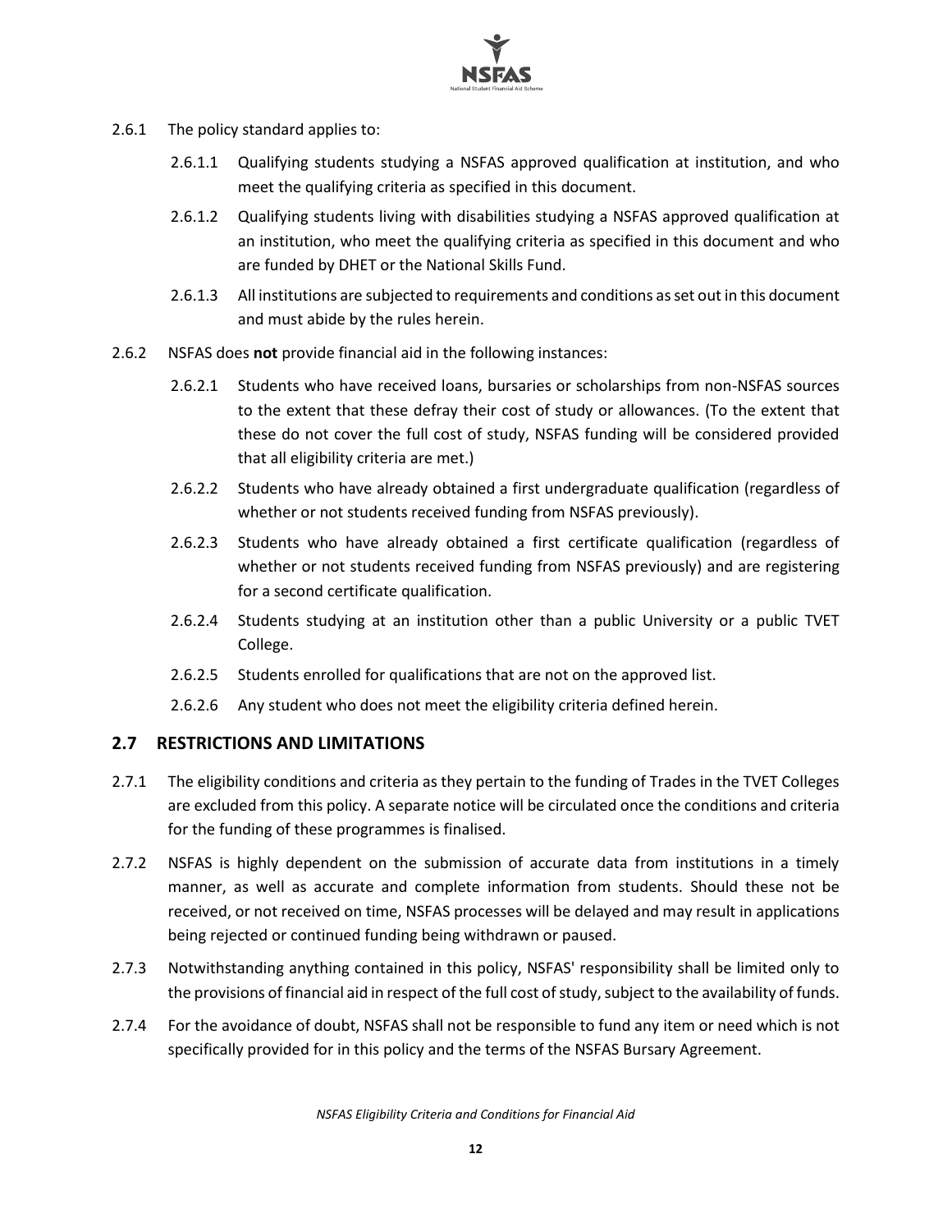2.6.1 The policy standard applies to:

2.6.1.1 Qualifying students studying a NSFAS approved qualification at institution, and who meet the qualifying criteria as specified in this document.

2.6.1.2 Qualifying students living with disabilities studying a NSFAS approved qualification at an institution, who meet the qualifying criteria as specified in this document and who are funded by DHET or the National Skills Fund.

2.6.1.3 All institutions are subjected to requirements and conditions as set out in this document and must abide by the rules herein.

2.6.2 NSFAS does **not** provide financial aid in the following instances:

2.6.2.1 Students who have received loans, bursaries or scholarships from non-NSFAS sources to the extent that these defray their cost of study or allowances. (To the extent that these do not cover the full cost of study, NSFAS funding will be considered provided that all eligibility criteria are met.)

2.6.2.2 Students who have already obtained a first undergraduate qualification (regardless of whether or not students received funding from NSFAS previously).

2.6.2.3 Students who have already obtained a first certificate qualification (regardless of whether or not students received funding from NSFAS previously) and are registering for a second certificate qualification.

2.6.2.4 Students studying at an institution other than a public University or a public TVET College.

2.6.2.5 Students enrolled for qualifications that are not on the approved list.

2.6.2.6 Any student who does not meet the eligibility criteria defined herein.

## 2.7 RESTRICTIONS AND LIMITATIONS

2.7.1 The eligibility conditions and criteria as they pertain to the funding of Trades in the TVET Colleges are excluded from this policy. A separate notice will be circulated once the conditions and criteria for the funding of these programmes is finalised.

2.7.2 NSFAS is highly dependent on the submission of accurate data from institutions in a timely manner, as well as accurate and complete information from students. Should these not be received, or not received on time, NSFAS processes will be delayed and may result in applications being rejected or continued funding being withdrawn or paused.

2.7.3 Notwithstanding anything contained in this policy, NSFAS' responsibility shall be limited only to the provisions of financial aid in respect of the full cost of study, subject to the availability of funds.

2.7.4 For the avoidance of doubt, NSFAS shall not be responsible to fund any item or need which is not specifically provided for in this policy and the terms of the NSFAS Bursary Agreement.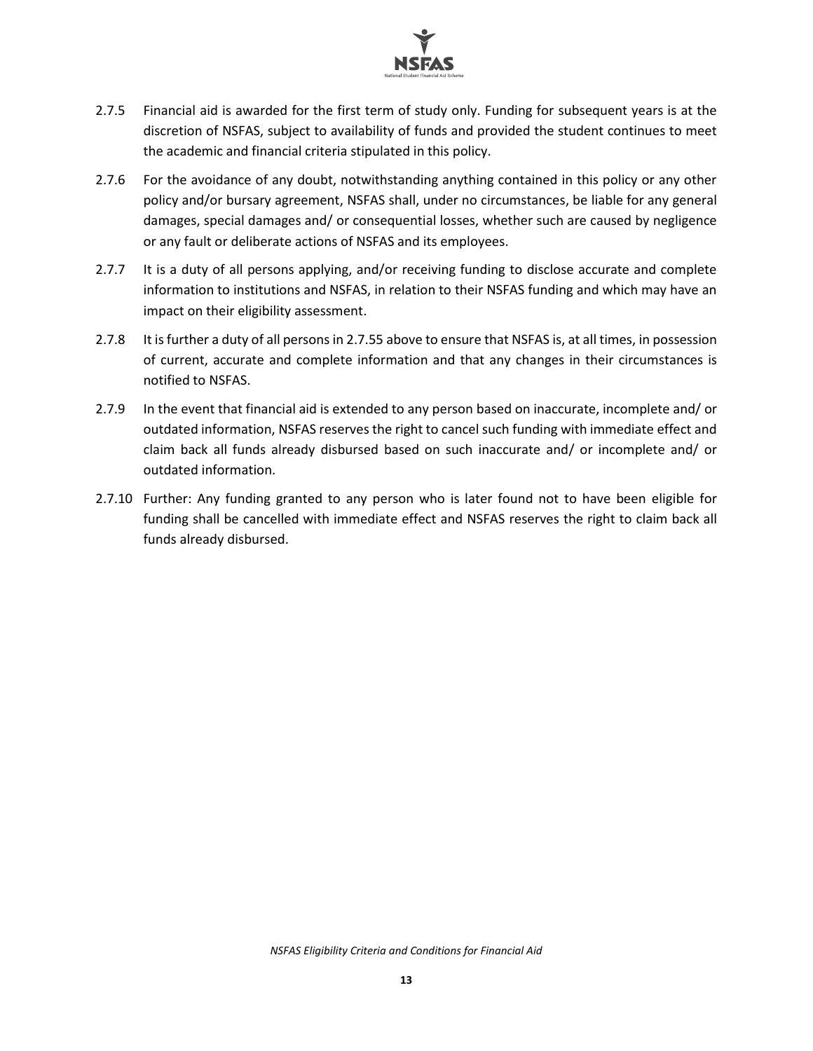2.7.5 Financial aid is awarded for the first term of study only. Funding for subsequent years is at the discretion of NSFAS, subject to availability of funds and provided the student continues to meet the academic and financial criteria stipulated in this policy.

2.7.6 For the avoidance of any doubt, notwithstanding anything contained in this policy or any other policy and/or bursary agreement, NSFAS shall, under no circumstances, be liable for any general damages, special damages and/ or consequential losses, whether such are caused by negligence or any fault or deliberate actions of NSFAS and its employees.

2.7.7 It is a duty of all persons applying, and/or receiving funding to disclose accurate and complete information to institutions and NSFAS, in relation to their NSFAS funding and which may have an impact on their eligibility assessment.

2.7.8 It is further a duty of all persons in 2.7.55 above to ensure that NSFAS is, at all times, in possession of current, accurate and complete information and that any changes in their circumstances is notified to NSFAS.

2.7.9 In the event that financial aid is extended to any person based on inaccurate, incomplete and/ or outdated information, NSFAS reserves the right to cancel such funding with immediate effect and claim back all funds already disbursed based on such inaccurate and/ or incomplete and/ or outdated information.

2.7.10 Further: Any funding granted to any person who is later found not to have been eligible for funding shall be cancelled with immediate effect and NSFAS reserves the right to claim back all funds already disbursed.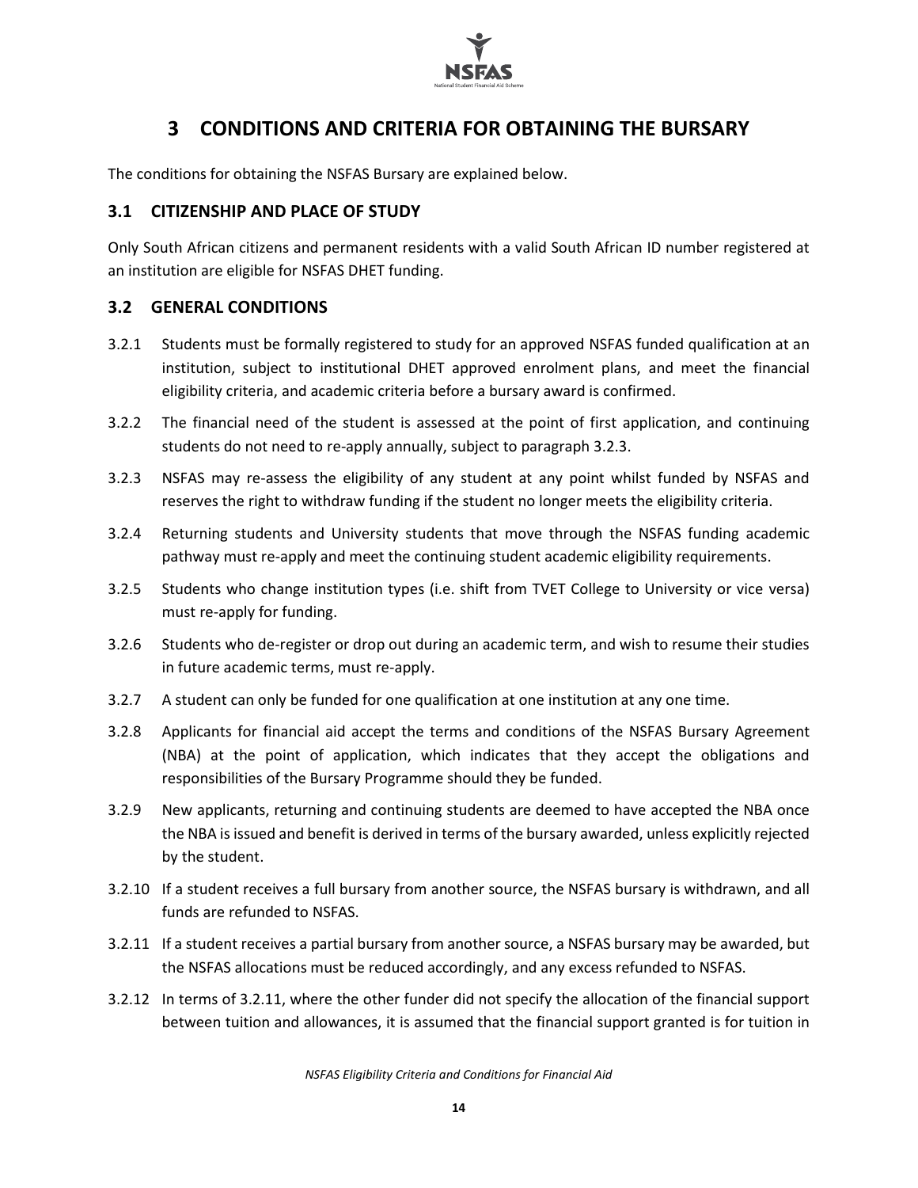# 3 CONDITIONS AND CRITERIA FOR OBTAINING THE BURSARY

The conditions for obtaining the NSFAS Bursary are explained below.

## 3.1 CITIZENSHIP AND PLACE OF STUDY

Only South African citizens and permanent residents with a valid South African ID number registered at an institution are eligible for NSFAS DHET funding.

## 3.2 GENERAL CONDITIONS

3.2.1 Students must be formally registered to study for an approved NSFAS funded qualification at an institution, subject to institutional DHET approved enrolment plans, and meet the financial eligibility criteria, and academic criteria before a bursary award is confirmed.

3.2.2 The financial need of the student is assessed at the point of first application, and continuing students do not need to re-apply annually, subject to paragraph 3.2.3.

3.2.3 NSFAS may re-assess the eligibility of any student at any point whilst funded by NSFAS and reserves the right to withdraw funding if the student no longer meets the eligibility criteria.

3.2.4 Returning students and University students that move through the NSFAS funding academic pathway must re-apply and meet the continuing student academic eligibility requirements.

3.2.5 Students who change institution types (i.e. shift from TVET College to University or vice versa) must re-apply for funding.

3.2.6 Students who de-register or drop out during an academic term, and wish to resume their studies in future academic terms, must re-apply.

3.2.7 A student can only be funded for one qualification at one institution at any one time.

3.2.8 Applicants for financial aid accept the terms and conditions of the NSFAS Bursary Agreement (NBA) at the point of application, which indicates that they accept the obligations and responsibilities of the Bursary Programme should they be funded.

3.2.9 New applicants, returning and continuing students are deemed to have accepted the NBA once the NBA is issued and benefit is derived in terms of the bursary awarded, unless explicitly rejected by the student.

3.2.10 If a student receives a full bursary from another source, the NSFAS bursary is withdrawn, and all funds are refunded to NSFAS.

3.2.11 If a student receives a partial bursary from another source, a NSFAS bursary may be awarded, but the NSFAS allocations must be reduced accordingly, and any excess refunded to NSFAS.

3.2.12 In terms of 3.2.11, where the other funder did not specify the allocation of the financial support between tuition and allowances, it is assumed that the financial support granted is for tuition in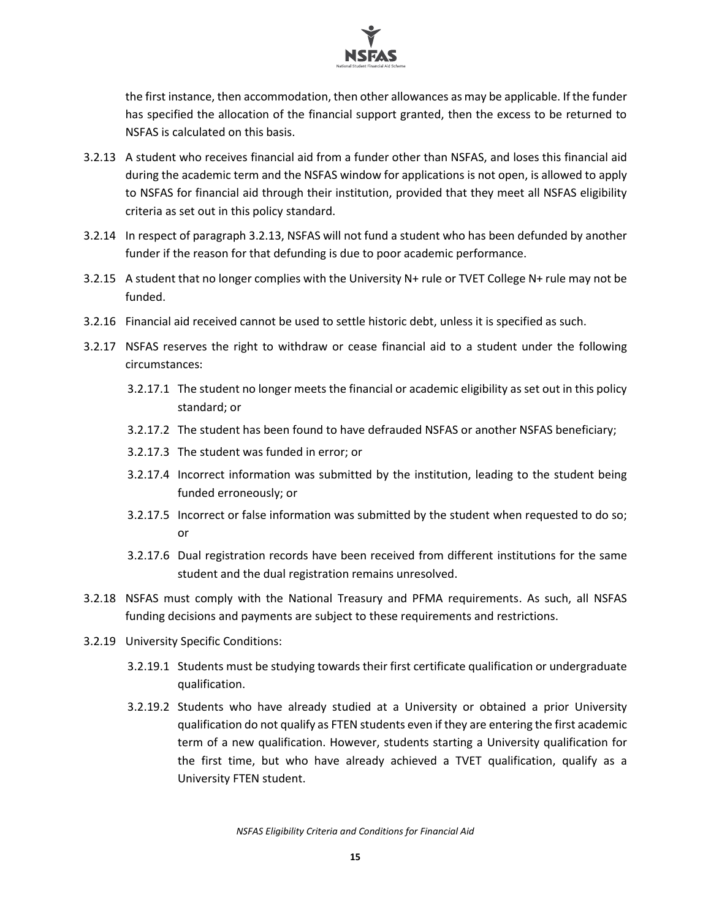the first instance, then accommodation, then other allowances as may be applicable. If the funder has specified the allocation of the financial support granted, then the excess to be returned to NSFAS is calculated on this basis.

3.2.13 A student who receives financial aid from a funder other than NSFAS, and loses this financial aid during the academic term and the NSFAS window for applications is not open, is allowed to apply to NSFAS for financial aid through their institution, provided that they meet all NSFAS eligibility criteria as set out in this policy standard.

3.2.14 In respect of paragraph 3.2.13, NSFAS will not fund a student who has been defunded by another funder if the reason for that defunding is due to poor academic performance.

3.2.15 A student that no longer complies with the University N+ rule or TVET College N+ rule may not be funded.

3.2.16 Financial aid received cannot be used to settle historic debt, unless it is specified as such.

3.2.17 NSFAS reserves the right to withdraw or cease financial aid to a student under the following circumstances:

- 3.2.17.1 The student no longer meets the financial or academic eligibility as set out in this policy standard; or
- 3.2.17.2 The student has been found to have defrauded NSFAS or another NSFAS beneficiary;
- 3.2.17.3 The student was funded in error; or
- 3.2.17.4 Incorrect information was submitted by the institution, leading to the student being funded erroneously; or
- 3.2.17.5 Incorrect or false information was submitted by the student when requested to do so; or
- 3.2.17.6 Dual registration records have been received from different institutions for the same student and the dual registration remains unresolved.

3.2.18 NSFAS must comply with the National Treasury and PFMA requirements. As such, all NSFAS funding decisions and payments are subject to these requirements and restrictions.

3.2.19 University Specific Conditions:

- 3.2.19.1 Students must be studying towards their first certificate qualification or undergraduate qualification.
- 3.2.19.2 Students who have already studied at a University or obtained a prior University qualification do not qualify as FTEN students even if they are entering the first academic term of a new qualification. However, students starting a University qualification for the first time, but who have already achieved a TVET qualification, qualify as a University FTEN student.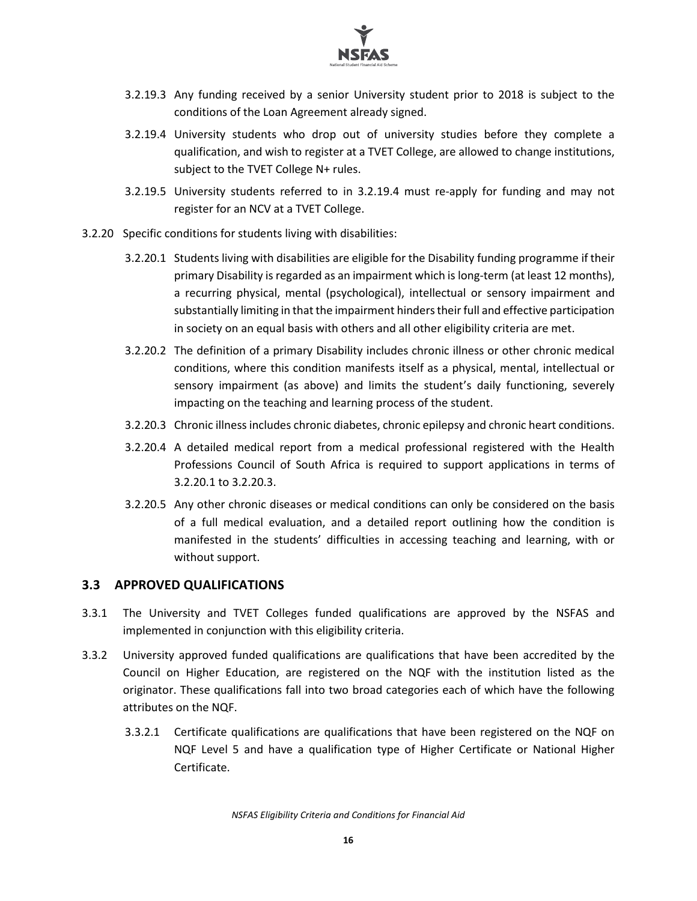3.2.19.3 Any funding received by a senior University student prior to 2018 is subject to the conditions of the Loan Agreement already signed.

3.2.19.4 University students who drop out of university studies before they complete a qualification, and wish to register at a TVET College, are allowed to change institutions, subject to the TVET College N+ rules.

3.2.19.5 University students referred to in 3.2.19.4 must re-apply for funding and may not register for an NCV at a TVET College.

3.2.20 Specific conditions for students living with disabilities:

3.2.20.1 Students living with disabilities are eligible for the Disability funding programme if their primary Disability is regarded as an impairment which is long-term (at least 12 months), a recurring physical, mental (psychological), intellectual or sensory impairment and substantially limiting in that the impairment hinders their full and effective participation in society on an equal basis with others and all other eligibility criteria are met.

3.2.20.2 The definition of a primary Disability includes chronic illness or other chronic medical conditions, where this condition manifests itself as a physical, mental, intellectual or sensory impairment (as above) and limits the student's daily functioning, severely impacting on the teaching and learning process of the student.

3.2.20.3 Chronic illness includes chronic diabetes, chronic epilepsy and chronic heart conditions.

3.2.20.4 A detailed medical report from a medical professional registered with the Health Professions Council of South Africa is required to support applications in terms of 3.2.20.1 to 3.2.20.3.

3.2.20.5 Any other chronic diseases or medical conditions can only be considered on the basis of a full medical evaluation, and a detailed report outlining how the condition is manifested in the students' difficulties in accessing teaching and learning, with or without support.

## 3.3 APPROVED QUALIFICATIONS

3.3.1 The University and TVET Colleges funded qualifications are approved by the NSFAS and implemented in conjunction with this eligibility criteria.

3.3.2 University approved funded qualifications are qualifications that have been accredited by the Council on Higher Education, are registered on the NQF with the institution listed as the originator. These qualifications fall into two broad categories each of which have the following attributes on the NQF.

3.3.2.1 Certificate qualifications are qualifications that have been registered on the NQF on NQF Level 5 and have a qualification type of Higher Certificate or National Higher Certificate.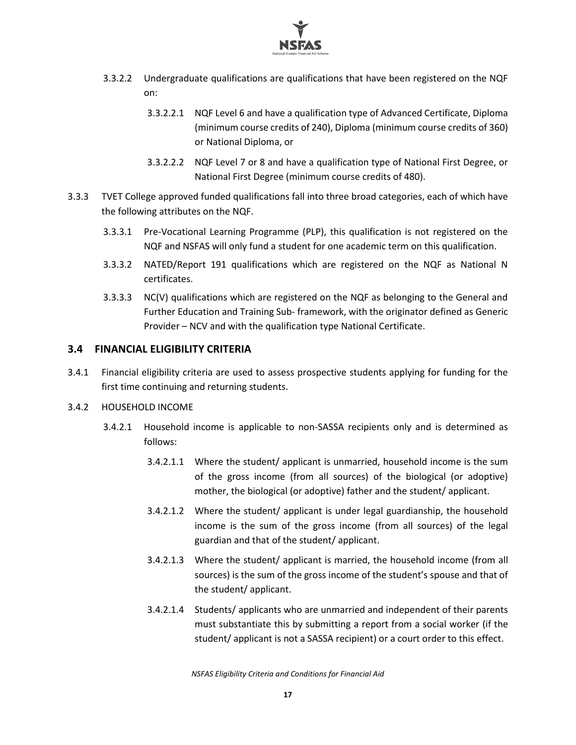3.3.2.2 Undergraduate qualifications are qualifications that have been registered on the NQF on:

3.3.2.2.1 NQF Level 6 and have a qualification type of Advanced Certificate, Diploma (minimum course credits of 240), Diploma (minimum course credits of 360) or National Diploma, or

3.3.2.2.2 NQF Level 7 or 8 and have a qualification type of National First Degree, or National First Degree (minimum course credits of 480).

3.3.3 TVET College approved funded qualifications fall into three broad categories, each of which have the following attributes on the NQF.

3.3.3.1 Pre-Vocational Learning Programme (PLP), this qualification is not registered on the NQF and NSFAS will only fund a student for one academic term on this qualification.

3.3.3.2 NATED/Report 191 qualifications which are registered on the NQF as National N certificates.

3.3.3.3 NC(V) qualifications which are registered on the NQF as belonging to the General and Further Education and Training Sub- framework, with the originator defined as Generic Provider – NCV and with the qualification type National Certificate.

## 3.4 FINANCIAL ELIGIBILITY CRITERIA

3.4.1 Financial eligibility criteria are used to assess prospective students applying for funding for the first time continuing and returning students.

3.4.2 HOUSEHOLD INCOME

3.4.2.1 Household income is applicable to non-SASSA recipients only and is determined as follows:

3.4.2.1.1 Where the student/ applicant is unmarried, household income is the sum of the gross income (from all sources) of the biological (or adoptive) mother, the biological (or adoptive) father and the student/ applicant.

3.4.2.1.2 Where the student/ applicant is under legal guardianship, the household income is the sum of the gross income (from all sources) of the legal guardian and that of the student/ applicant.

3.4.2.1.3 Where the student/ applicant is married, the household income (from all sources) is the sum of the gross income of the student's spouse and that of the student/ applicant.

3.4.2.1.4 Students/ applicants who are unmarried and independent of their parents must substantiate this by submitting a report from a social worker (if the student/ applicant is not a SASSA recipient) or a court order to this effect.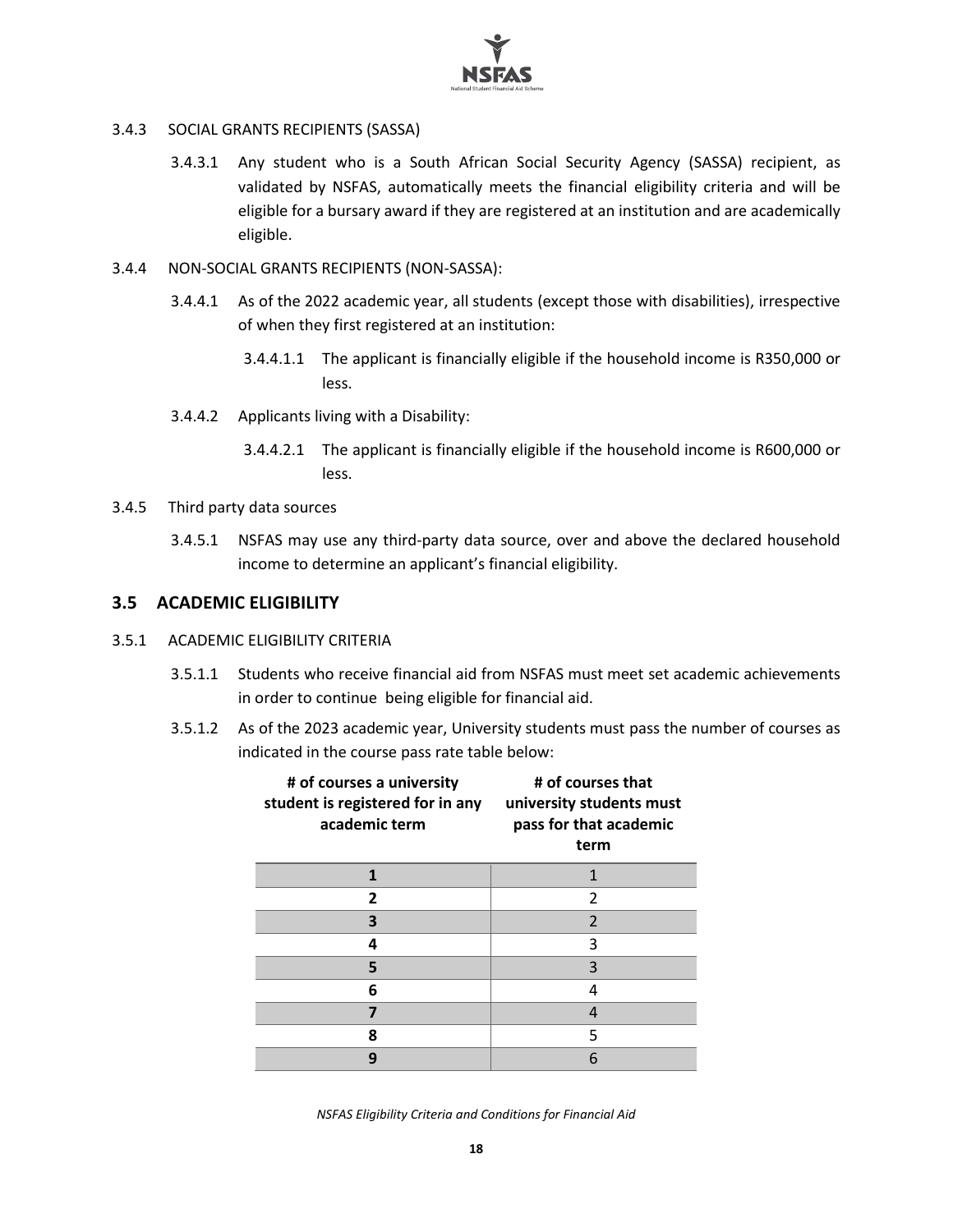3.4.3 SOCIAL GRANTS RECIPIENTS (SASSA)

3.4.3.1 Any student who is a South African Social Security Agency (SASSA) recipient, as validated by NSFAS, automatically meets the financial eligibility criteria and will be eligible for a bursary award if they are registered at an institution and are academically eligible.

3.4.4 NON-SOCIAL GRANTS RECIPIENTS (NON-SASSA):

3.4.4.1 As of the 2022 academic year, all students (except those with disabilities), irrespective of when they first registered at an institution:

3.4.4.1.1 The applicant is financially eligible if the household income is R350,000 or less.

3.4.4.2 Applicants living with a Disability:

3.4.4.2.1 The applicant is financially eligible if the household income is R600,000 or less.

3.4.5 Third party data sources

3.4.5.1 NSFAS may use any third-party data source, over and above the declared household income to determine an applicant's financial eligibility.

## 3.5 ACADEMIC ELIGIBILITY

3.5.1 ACADEMIC ELIGIBILITY CRITERIA

3.5.1.1 Students who receive financial aid from NSFAS must meet set academic achievements in order to continue being eligible for financial aid.

3.5.1.2 As of the 2023 academic year, University students must pass the number of courses as indicated in the course pass rate table below:

| # of courses a university student is registered for in any academic term | # of courses that university students must pass for that academic term |
|---|---|
| **1** | 1 |
| **2** | 2 |
| **3** | 2 |
| **4** | 3 |
| **5** | 3 |
| **6** | 4 |
| **7** | 4 |
| **8** | 5 |
| **9** | 6 |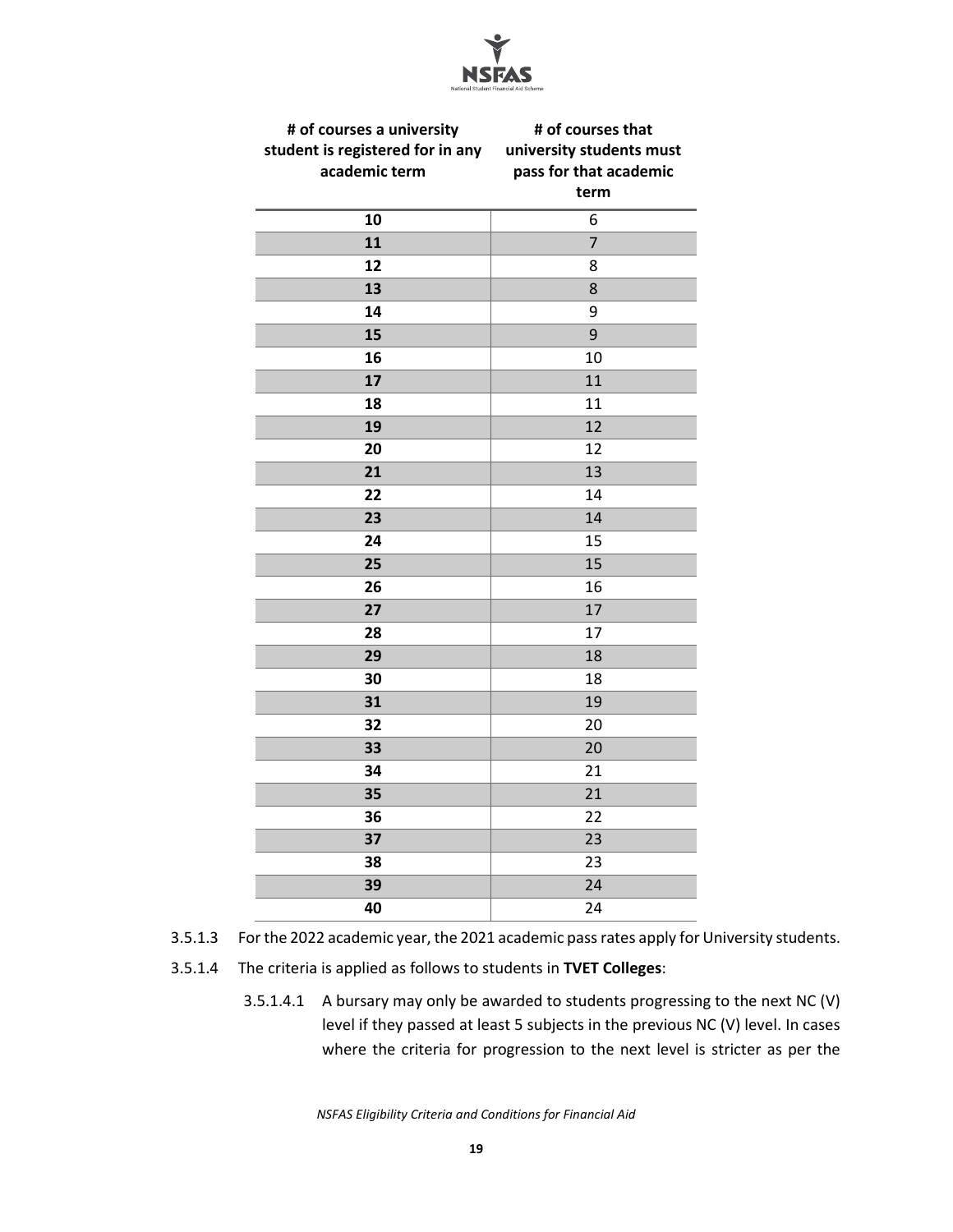| # of courses a university student is registered for in any academic term | # of courses that university students must pass for that academic term |
|---|---|
| **10** | 6 |
| **11** | 7 |
| **12** | 8 |
| **13** | 8 |
| **14** | 9 |
| **15** | 9 |
| **16** | 10 |
| **17** | 11 |
| **18** | 11 |
| **19** | 12 |
| **20** | 12 |
| **21** | 13 |
| **22** | 14 |
| **23** | 14 |
| **24** | 15 |
| **25** | 15 |
| **26** | 16 |
| **27** | 17 |
| **28** | 17 |
| **29** | 18 |
| **30** | 18 |
| **31** | 19 |
| **32** | 20 |
| **33** | 20 |
| **34** | 21 |
| **35** | 21 |
| **36** | 22 |
| **37** | 23 |
| **38** | 23 |
| **39** | 24 |
| **40** | 24 |

3.5.1.3 For the 2022 academic year, the 2021 academic pass rates apply for University students.

3.5.1.4 The criteria is applied as follows to students in **TVET Colleges**:

3.5.1.4.1 A bursary may only be awarded to students progressing to the next NC (V) level if they passed at least 5 subjects in the previous NC (V) level. In cases where the criteria for progression to the next level is stricter as per the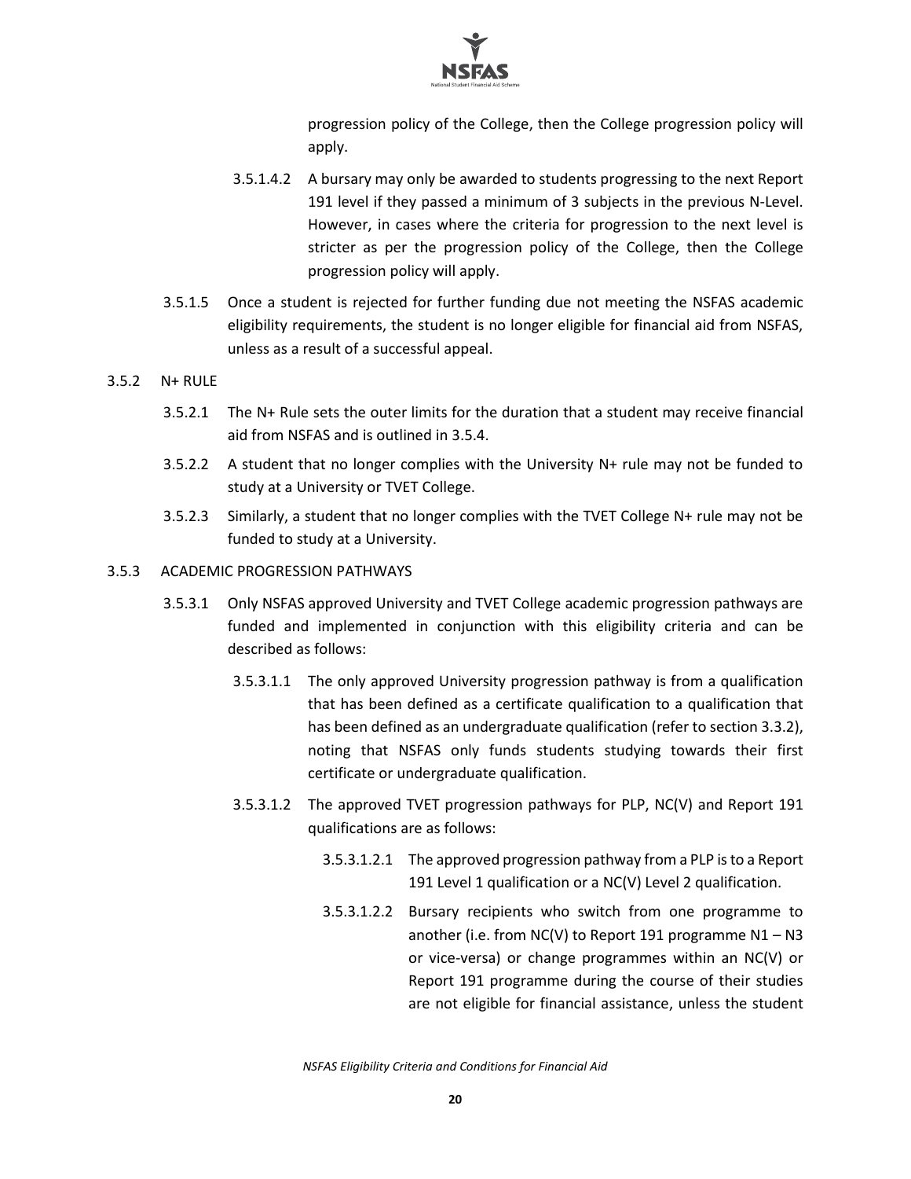progression policy of the College, then the College progression policy will apply.

3.5.1.4.2 A bursary may only be awarded to students progressing to the next Report 191 level if they passed a minimum of 3 subjects in the previous N-Level. However, in cases where the criteria for progression to the next level is stricter as per the progression policy of the College, then the College progression policy will apply.

3.5.1.5 Once a student is rejected for further funding due not meeting the NSFAS academic eligibility requirements, the student is no longer eligible for financial aid from NSFAS, unless as a result of a successful appeal.

3.5.2 N+ RULE

3.5.2.1 The N+ Rule sets the outer limits for the duration that a student may receive financial aid from NSFAS and is outlined in 3.5.4.

3.5.2.2 A student that no longer complies with the University N+ rule may not be funded to study at a University or TVET College.

3.5.2.3 Similarly, a student that no longer complies with the TVET College N+ rule may not be funded to study at a University.

3.5.3 ACADEMIC PROGRESSION PATHWAYS

3.5.3.1 Only NSFAS approved University and TVET College academic progression pathways are funded and implemented in conjunction with this eligibility criteria and can be described as follows:

3.5.3.1.1 The only approved University progression pathway is from a qualification that has been defined as a certificate qualification to a qualification that has been defined as an undergraduate qualification (refer to section 3.3.2), noting that NSFAS only funds students studying towards their first certificate or undergraduate qualification.

3.5.3.1.2 The approved TVET progression pathways for PLP, NC(V) and Report 191 qualifications are as follows:

3.5.3.1.2.1 The approved progression pathway from a PLP is to a Report 191 Level 1 qualification or a NC(V) Level 2 qualification.

3.5.3.1.2.2 Bursary recipients who switch from one programme to another (i.e. from NC(V) to Report 191 programme N1 – N3 or vice-versa) or change programmes within an NC(V) or Report 191 programme during the course of their studies are not eligible for financial assistance, unless the student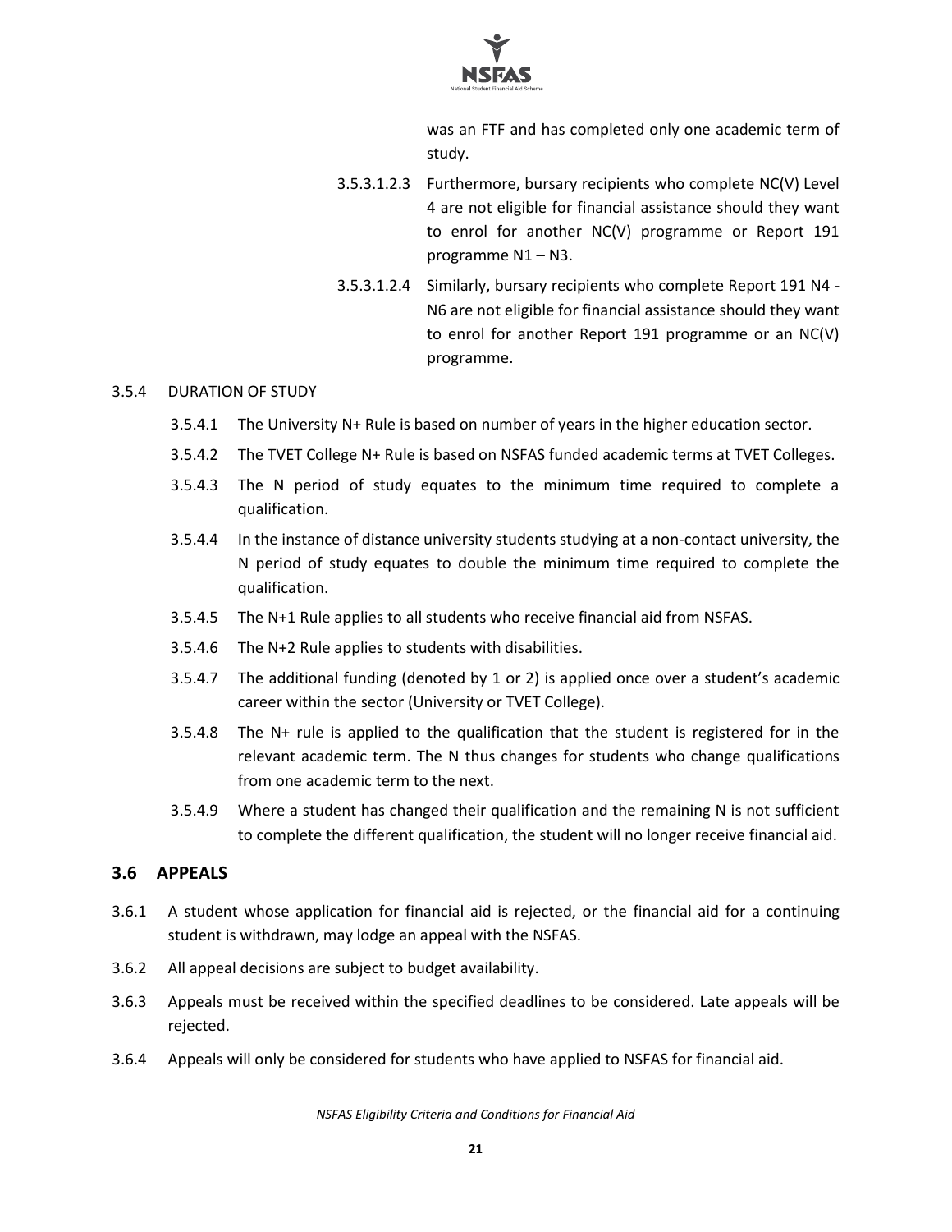was an FTF and has completed only one academic term of study.

3.5.3.1.2.3 Furthermore, bursary recipients who complete NC(V) Level 4 are not eligible for financial assistance should they want to enrol for another NC(V) programme or Report 191 programme N1 – N3.

3.5.3.1.2.4 Similarly, bursary recipients who complete Report 191 N4 - N6 are not eligible for financial assistance should they want to enrol for another Report 191 programme or an NC(V) programme.

3.5.4 DURATION OF STUDY

3.5.4.1 The University N+ Rule is based on number of years in the higher education sector.

3.5.4.2 The TVET College N+ Rule is based on NSFAS funded academic terms at TVET Colleges.

3.5.4.3 The N period of study equates to the minimum time required to complete a qualification.

3.5.4.4 In the instance of distance university students studying at a non-contact university, the N period of study equates to double the minimum time required to complete the qualification.

3.5.4.5 The N+1 Rule applies to all students who receive financial aid from NSFAS.

3.5.4.6 The N+2 Rule applies to students with disabilities.

3.5.4.7 The additional funding (denoted by 1 or 2) is applied once over a student's academic career within the sector (University or TVET College).

3.5.4.8 The N+ rule is applied to the qualification that the student is registered for in the relevant academic term. The N thus changes for students who change qualifications from one academic term to the next.

3.5.4.9 Where a student has changed their qualification and the remaining N is not sufficient to complete the different qualification, the student will no longer receive financial aid.

## 3.6 APPEALS

3.6.1 A student whose application for financial aid is rejected, or the financial aid for a continuing student is withdrawn, may lodge an appeal with the NSFAS.

3.6.2 All appeal decisions are subject to budget availability.

3.6.3 Appeals must be received within the specified deadlines to be considered. Late appeals will be rejected.

3.6.4 Appeals will only be considered for students who have applied to NSFAS for financial aid.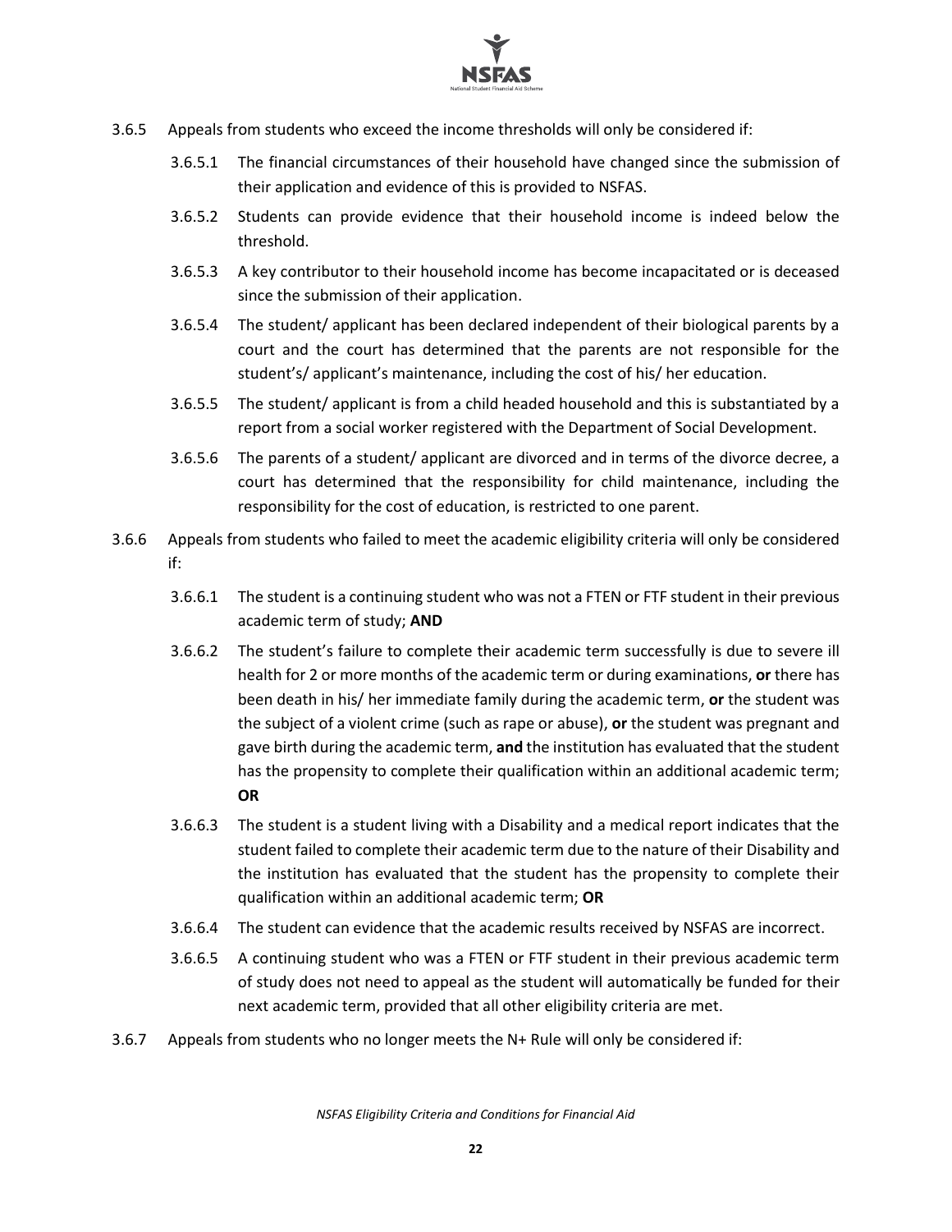3.6.5 Appeals from students who exceed the income thresholds will only be considered if:

3.6.5.1 The financial circumstances of their household have changed since the submission of their application and evidence of this is provided to NSFAS.

3.6.5.2 Students can provide evidence that their household income is indeed below the threshold.

3.6.5.3 A key contributor to their household income has become incapacitated or is deceased since the submission of their application.

3.6.5.4 The student/ applicant has been declared independent of their biological parents by a court and the court has determined that the parents are not responsible for the student's/ applicant's maintenance, including the cost of his/ her education.

3.6.5.5 The student/ applicant is from a child headed household and this is substantiated by a report from a social worker registered with the Department of Social Development.

3.6.5.6 The parents of a student/ applicant are divorced and in terms of the divorce decree, a court has determined that the responsibility for child maintenance, including the responsibility for the cost of education, is restricted to one parent.

3.6.6 Appeals from students who failed to meet the academic eligibility criteria will only be considered if:

3.6.6.1 The student is a continuing student who was not a FTEN or FTF student in their previous academic term of study; **AND**

3.6.6.2 The student's failure to complete their academic term successfully is due to severe ill health for 2 or more months of the academic term or during examinations, **or** there has been death in his/ her immediate family during the academic term, **or** the student was the subject of a violent crime (such as rape or abuse), **or** the student was pregnant and gave birth during the academic term, **and** the institution has evaluated that the student has the propensity to complete their qualification within an additional academic term; **OR**

3.6.6.3 The student is a student living with a Disability and a medical report indicates that the student failed to complete their academic term due to the nature of their Disability and the institution has evaluated that the student has the propensity to complete their qualification within an additional academic term; **OR**

3.6.6.4 The student can evidence that the academic results received by NSFAS are incorrect.

3.6.6.5 A continuing student who was a FTEN or FTF student in their previous academic term of study does not need to appeal as the student will automatically be funded for their next academic term, provided that all other eligibility criteria are met.

3.6.7 Appeals from students who no longer meets the N+ Rule will only be considered if: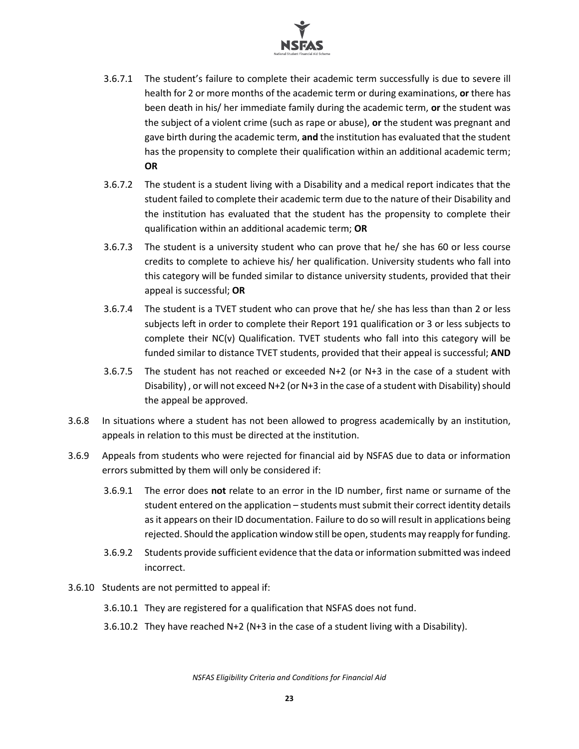3.6.7.1 The student's failure to complete their academic term successfully is due to severe ill health for 2 or more months of the academic term or during examinations, **or** there has been death in his/ her immediate family during the academic term, **or** the student was the subject of a violent crime (such as rape or abuse), **or** the student was pregnant and gave birth during the academic term, **and** the institution has evaluated that the student has the propensity to complete their qualification within an additional academic term; **OR**

3.6.7.2 The student is a student living with a Disability and a medical report indicates that the student failed to complete their academic term due to the nature of their Disability and the institution has evaluated that the student has the propensity to complete their qualification within an additional academic term; **OR**

3.6.7.3 The student is a university student who can prove that he/ she has 60 or less course credits to complete to achieve his/ her qualification. University students who fall into this category will be funded similar to distance university students, provided that their appeal is successful; **OR**

3.6.7.4 The student is a TVET student who can prove that he/ she has less than than 2 or less subjects left in order to complete their Report 191 qualification or 3 or less subjects to complete their NC(v) Qualification. TVET students who fall into this category will be funded similar to distance TVET students, provided that their appeal is successful; **AND**

3.6.7.5 The student has not reached or exceeded N+2 (or N+3 in the case of a student with Disability) , or will not exceed N+2 (or N+3 in the case of a student with Disability) should the appeal be approved.

3.6.8 In situations where a student has not been allowed to progress academically by an institution, appeals in relation to this must be directed at the institution.

3.6.9 Appeals from students who were rejected for financial aid by NSFAS due to data or information errors submitted by them will only be considered if:

3.6.9.1 The error does **not** relate to an error in the ID number, first name or surname of the student entered on the application – students must submit their correct identity details as it appears on their ID documentation. Failure to do so will result in applications being rejected. Should the application window still be open, students may reapply for funding.

3.6.9.2 Students provide sufficient evidence that the data or information submitted was indeed incorrect.

3.6.10 Students are not permitted to appeal if:

3.6.10.1 They are registered for a qualification that NSFAS does not fund.

3.6.10.2 They have reached N+2 (N+3 in the case of a student living with a Disability).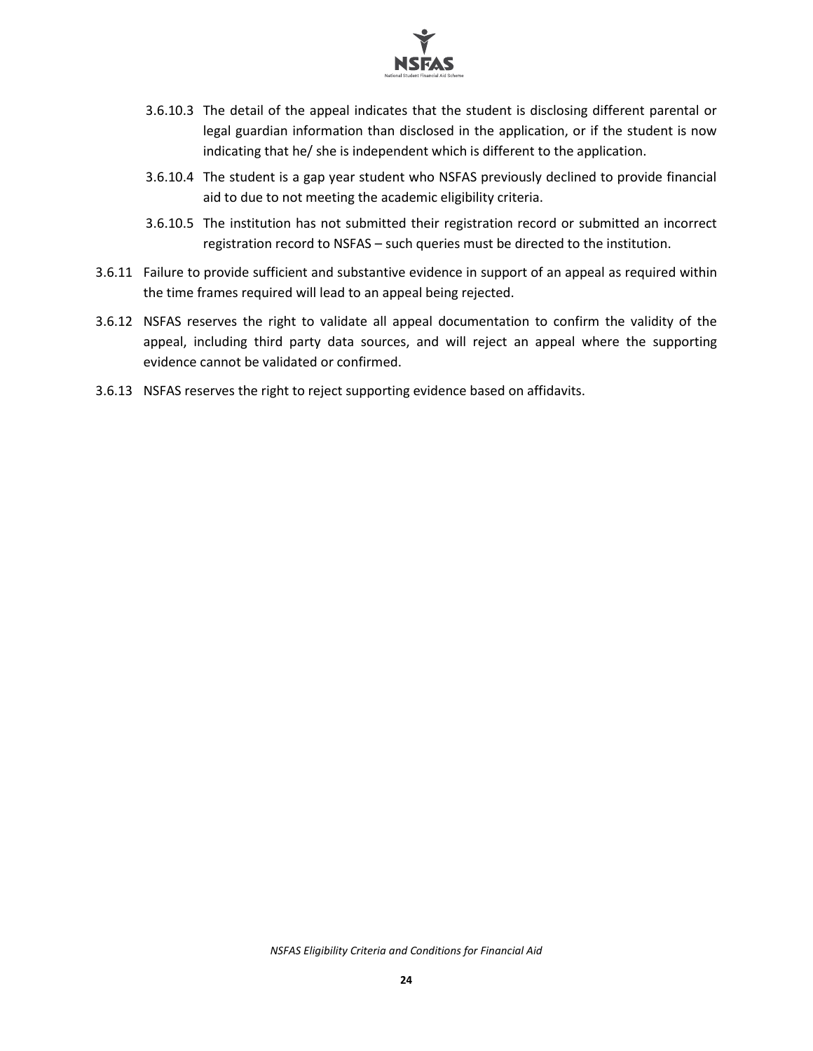3.6.10.3 The detail of the appeal indicates that the student is disclosing different parental or legal guardian information than disclosed in the application, or if the student is now indicating that he/ she is independent which is different to the application.

3.6.10.4 The student is a gap year student who NSFAS previously declined to provide financial aid to due to not meeting the academic eligibility criteria.

3.6.10.5 The institution has not submitted their registration record or submitted an incorrect registration record to NSFAS – such queries must be directed to the institution.

3.6.11 Failure to provide sufficient and substantive evidence in support of an appeal as required within the time frames required will lead to an appeal being rejected.

3.6.12 NSFAS reserves the right to validate all appeal documentation to confirm the validity of the appeal, including third party data sources, and will reject an appeal where the supporting evidence cannot be validated or confirmed.

3.6.13 NSFAS reserves the right to reject supporting evidence based on affidavits.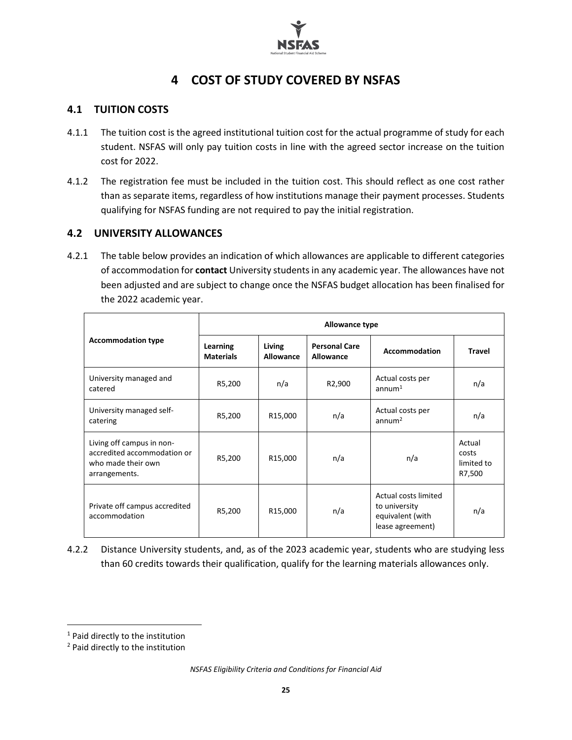# 4 COST OF STUDY COVERED BY NSFAS

## 4.1 TUITION COSTS

4.1.1 The tuition cost is the agreed institutional tuition cost for the actual programme of study for each student. NSFAS will only pay tuition costs in line with the agreed sector increase on the tuition cost for 2022.

4.1.2 The registration fee must be included in the tuition cost. This should reflect as one cost rather than as separate items, regardless of how institutions manage their payment processes. Students qualifying for NSFAS funding are not required to pay the initial registration.

## 4.2 UNIVERSITY ALLOWANCES

4.2.1 The table below provides an indication of which allowances are applicable to different categories of accommodation for **contact** University students in any academic year. The allowances have not been adjusted and are subject to change once the NSFAS budget allocation has been finalised for the 2022 academic year.

| Accommodation type | Allowance type | | | | |
|---|---|---|---|---|---|
| | **Learning Materials** | **Living Allowance** | **Personal Care Allowance** | **Accommodation** | **Travel** |
| University managed and catered | R5,200 | n/a | R2,900 | Actual costs per annum[1] | n/a |
| University managed self-catering | R5,200 | R15,000 | n/a | Actual costs per annum[2] | n/a |
| Living off campus in non-accredited accommodation or who made their own arrangements. | R5,200 | R15,000 | n/a | n/a | Actual costs limited to R7,500 |
| Private off campus accredited accommodation | R5,200 | R15,000 | n/a | Actual costs limited to university equivalent (with lease agreement) | n/a |

4.2.2 Distance University students, and, as of the 2023 academic year, students who are studying less than 60 credits towards their qualification, qualify for the learning materials allowances only.

[1] Paid directly to the institution

[2] Paid directly to the institution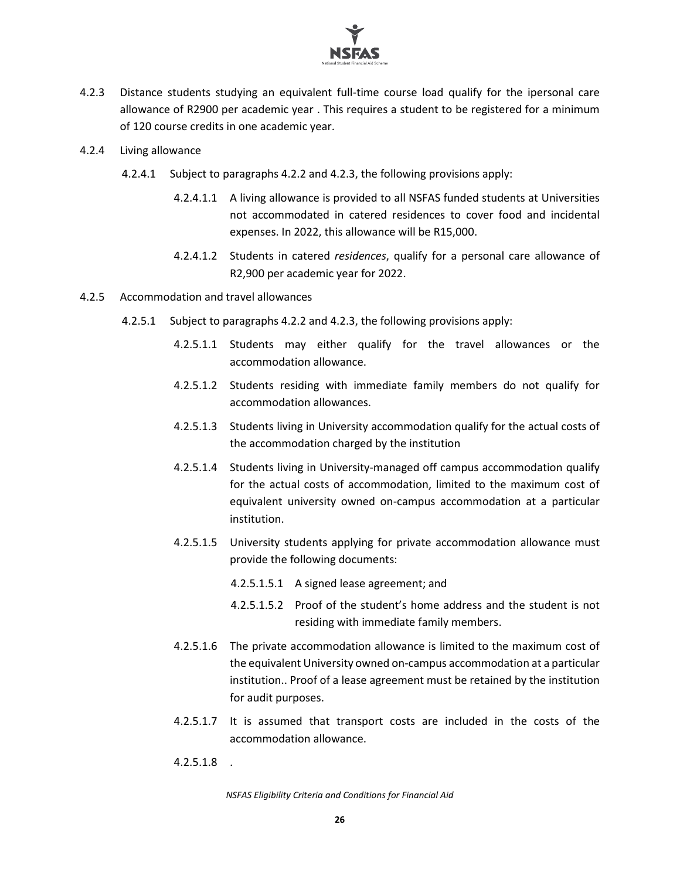4.2.3 Distance students studying an equivalent full-time course load qualify for the ipersonal care allowance of R2900 per academic year . This requires a student to be registered for a minimum of 120 course credits in one academic year.

4.2.4 Living allowance

4.2.4.1 Subject to paragraphs 4.2.2 and 4.2.3, the following provisions apply:

4.2.4.1.1 A living allowance is provided to all NSFAS funded students at Universities not accommodated in catered residences to cover food and incidental expenses. In 2022, this allowance will be R15,000.

4.2.4.1.2 Students in catered *residences*, qualify for a personal care allowance of R2,900 per academic year for 2022.

4.2.5 Accommodation and travel allowances

4.2.5.1 Subject to paragraphs 4.2.2 and 4.2.3, the following provisions apply:

4.2.5.1.1 Students may either qualify for the travel allowances or the accommodation allowance.

4.2.5.1.2 Students residing with immediate family members do not qualify for accommodation allowances.

4.2.5.1.3 Students living in University accommodation qualify for the actual costs of the accommodation charged by the institution

4.2.5.1.4 Students living in University-managed off campus accommodation qualify for the actual costs of accommodation, limited to the maximum cost of equivalent university owned on-campus accommodation at a particular institution.

4.2.5.1.5 University students applying for private accommodation allowance must provide the following documents:

4.2.5.1.5.1 A signed lease agreement; and

4.2.5.1.5.2 Proof of the student's home address and the student is not residing with immediate family members.

4.2.5.1.6 The private accommodation allowance is limited to the maximum cost of the equivalent University owned on-campus accommodation at a particular institution.. Proof of a lease agreement must be retained by the institution for audit purposes.

4.2.5.1.7 It is assumed that transport costs are included in the costs of the accommodation allowance.

4.2.5.1.8 .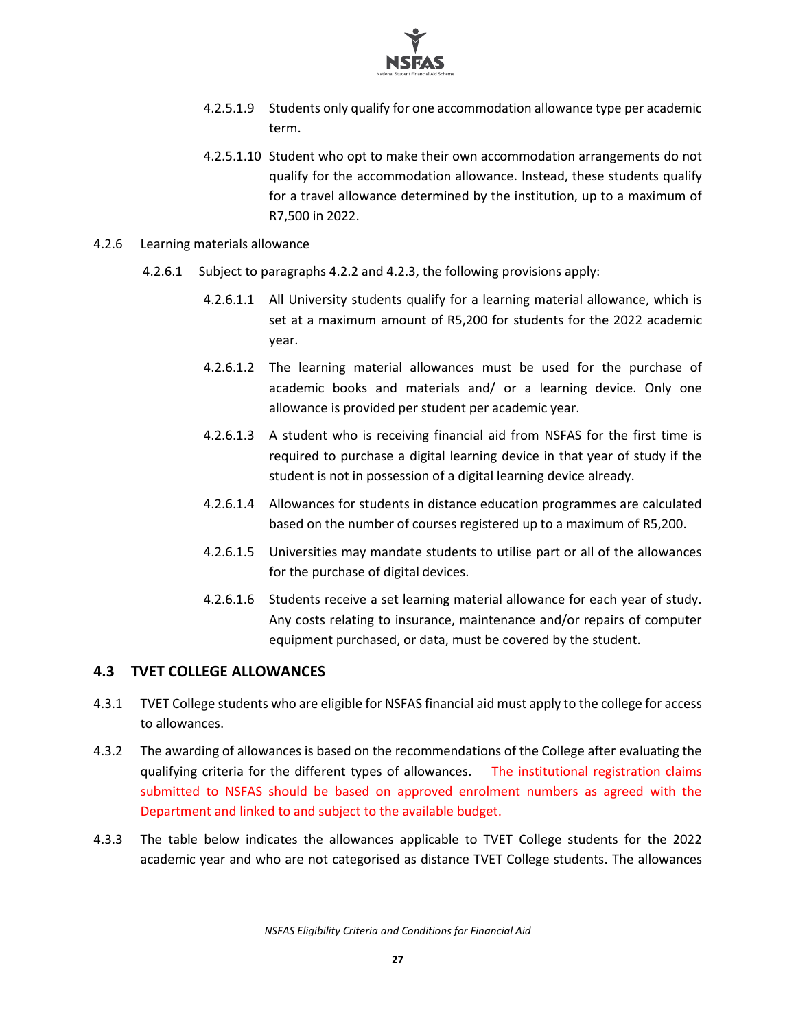4.2.5.1.9 Students only qualify for one accommodation allowance type per academic term.

4.2.5.1.10 Student who opt to make their own accommodation arrangements do not qualify for the accommodation allowance. Instead, these students qualify for a travel allowance determined by the institution, up to a maximum of R7,500 in 2022.

4.2.6 Learning materials allowance

4.2.6.1 Subject to paragraphs 4.2.2 and 4.2.3, the following provisions apply:

4.2.6.1.1 All University students qualify for a learning material allowance, which is set at a maximum amount of R5,200 for students for the 2022 academic year.

4.2.6.1.2 The learning material allowances must be used for the purchase of academic books and materials and/ or a learning device. Only one allowance is provided per student per academic year.

4.2.6.1.3 A student who is receiving financial aid from NSFAS for the first time is required to purchase a digital learning device in that year of study if the student is not in possession of a digital learning device already.

4.2.6.1.4 Allowances for students in distance education programmes are calculated based on the number of courses registered up to a maximum of R5,200.

4.2.6.1.5 Universities may mandate students to utilise part or all of the allowances for the purchase of digital devices.

4.2.6.1.6 Students receive a set learning material allowance for each year of study. Any costs relating to insurance, maintenance and/or repairs of computer equipment purchased, or data, must be covered by the student.

## 4.3 TVET COLLEGE ALLOWANCES

4.3.1 TVET College students who are eligible for NSFAS financial aid must apply to the college for access to allowances.

4.3.2 The awarding of allowances is based on the recommendations of the College after evaluating the qualifying criteria for the different types of allowances. The institutional registration claims submitted to NSFAS should be based on approved enrolment numbers as agreed with the Department and linked to and subject to the available budget.

4.3.3 The table below indicates the allowances applicable to TVET College students for the 2022 academic year and who are not categorised as distance TVET College students. The allowances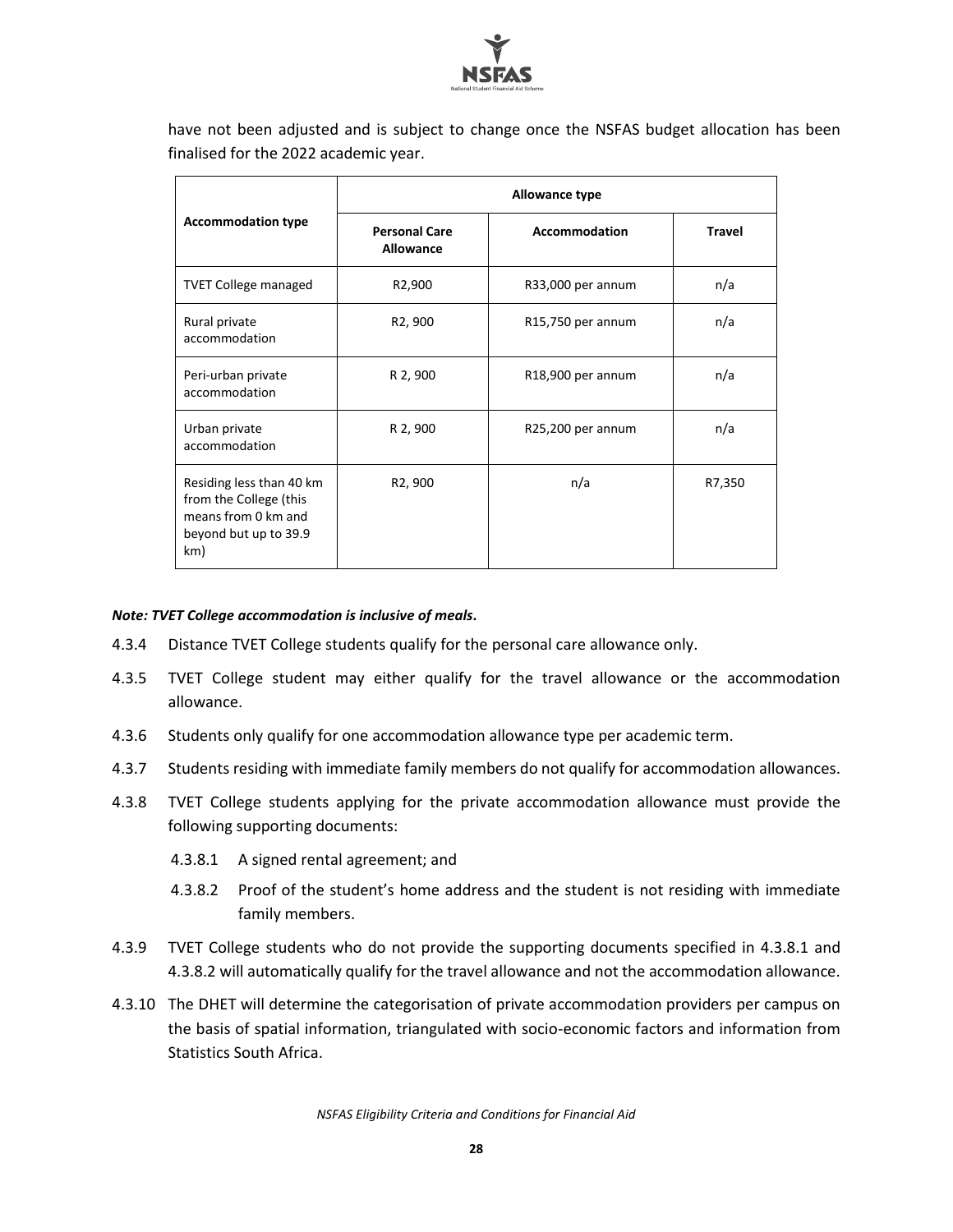have not been adjusted and is subject to change once the NSFAS budget allocation has been finalised for the 2022 academic year.

| Accommodation type | Allowance type | | |
|---|---|---|---|
| | Personal Care Allowance | Accommodation | Travel |
| TVET College managed | R2,900 | R33,000 per annum | n/a |
| Rural private accommodation | R2, 900 | R15,750 per annum | n/a |
| Peri-urban private accommodation | R 2, 900 | R18,900 per annum | n/a |
| Urban private accommodation | R 2, 900 | R25,200 per annum | n/a |
| Residing less than 40 km from the College (this means from 0 km and beyond but up to 39.9 km) | R2, 900 | n/a | R7,350 |

***Note: TVET College accommodation is inclusive of meals.***

4.3.4 Distance TVET College students qualify for the personal care allowance only.

4.3.5 TVET College student may either qualify for the travel allowance or the accommodation allowance.

4.3.6 Students only qualify for one accommodation allowance type per academic term.

4.3.7 Students residing with immediate family members do not qualify for accommodation allowances.

4.3.8 TVET College students applying for the private accommodation allowance must provide the following supporting documents:

4.3.8.1 A signed rental agreement; and

4.3.8.2 Proof of the student's home address and the student is not residing with immediate family members.

4.3.9 TVET College students who do not provide the supporting documents specified in 4.3.8.1 and 4.3.8.2 will automatically qualify for the travel allowance and not the accommodation allowance.

4.3.10 The DHET will determine the categorisation of private accommodation providers per campus on the basis of spatial information, triangulated with socio-economic factors and information from Statistics South Africa.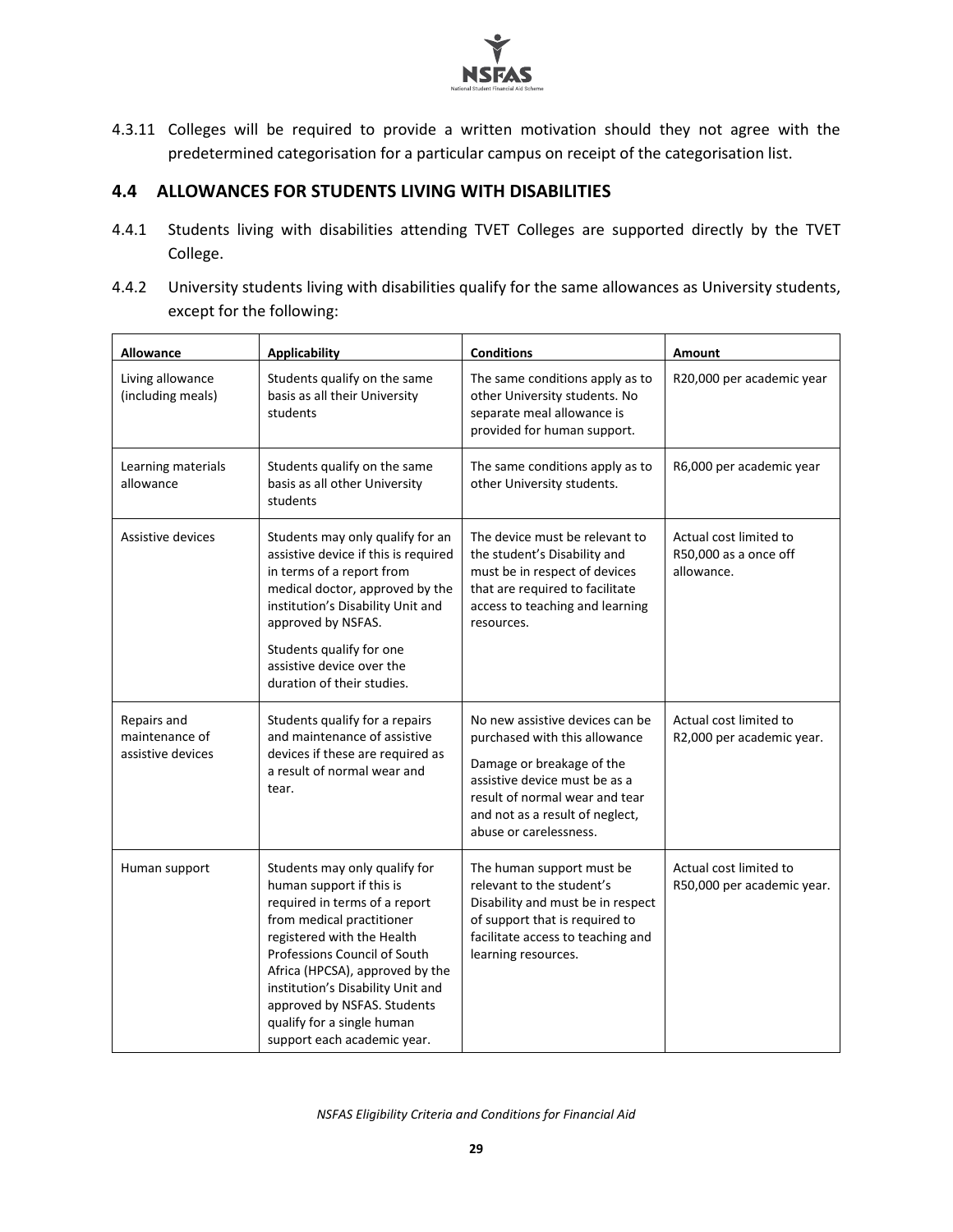4.3.11 Colleges will be required to provide a written motivation should they not agree with the predetermined categorisation for a particular campus on receipt of the categorisation list.

## 4.4 ALLOWANCES FOR STUDENTS LIVING WITH DISABILITIES

4.4.1 Students living with disabilities attending TVET Colleges are supported directly by the TVET College.

4.4.2 University students living with disabilities qualify for the same allowances as University students, except for the following:

| Allowance | Applicability | Conditions | Amount |
|---|---|---|---|
| Living allowance (including meals) | Students qualify on the same basis as all their University students | The same conditions apply as to other University students. No separate meal allowance is provided for human support. | R20,000 per academic year |
| Learning materials allowance | Students qualify on the same basis as all other University students | The same conditions apply as to other University students. | R6,000 per academic year |
| Assistive devices | Students may only qualify for an assistive device if this is required in terms of a report from medical doctor, approved by the institution's Disability Unit and approved by NSFAS.<br><br>Students qualify for one assistive device over the duration of their studies. | The device must be relevant to the student's Disability and must be in respect of devices that are required to facilitate access to teaching and learning resources. | Actual cost limited to R50,000 as a once off allowance. |
| Repairs and maintenance of assistive devices | Students qualify for a repairs and maintenance of assistive devices if these are required as a result of normal wear and tear. | No new assistive devices can be purchased with this allowance<br><br>Damage or breakage of the assistive device must be as a result of normal wear and tear and not as a result of neglect, abuse or carelessness. | Actual cost limited to R2,000 per academic year. |
| Human support | Students may only qualify for human support if this is required in terms of a report from medical practitioner registered with the Health Professions Council of South Africa (HPCSA), approved by the institution's Disability Unit and approved by NSFAS. Students qualify for a single human support each academic year. | The human support must be relevant to the student's Disability and must be in respect of support that is required to facilitate access to teaching and learning resources. | Actual cost limited to R50,000 per academic year. |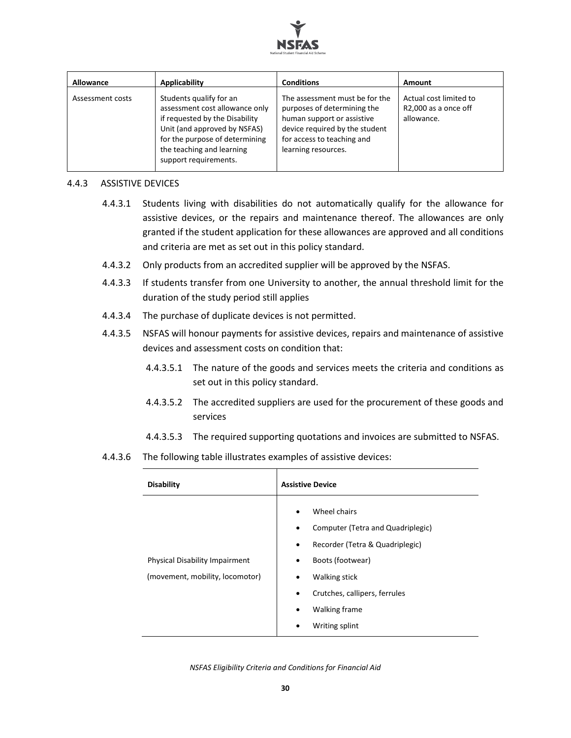| Allowance | Applicability | Conditions | Amount |
|---|---|---|---|
| Assessment costs | Students qualify for an assessment cost allowance only if requested by the Disability Unit (and approved by NSFAS) for the purpose of determining the teaching and learning support requirements. | The assessment must be for the purposes of determining the human support or assistive device required by the student for access to teaching and learning resources. | Actual cost limited to R2,000 as a once off allowance. |

### 4.4.3 ASSISTIVE DEVICES

4.4.3.1 Students living with disabilities do not automatically qualify for the allowance for assistive devices, or the repairs and maintenance thereof. The allowances are only granted if the student application for these allowances are approved and all conditions and criteria are met as set out in this policy standard.

4.4.3.2 Only products from an accredited supplier will be approved by the NSFAS.

4.4.3.3 If students transfer from one University to another, the annual threshold limit for the duration of the study period still applies

4.4.3.4 The purchase of duplicate devices is not permitted.

4.4.3.5 NSFAS will honour payments for assistive devices, repairs and maintenance of assistive devices and assessment costs on condition that:

4.4.3.5.1 The nature of the goods and services meets the criteria and conditions as set out in this policy standard.

4.4.3.5.2 The accredited suppliers are used for the procurement of these goods and services

4.4.3.5.3 The required supporting quotations and invoices are submitted to NSFAS.

4.4.3.6 The following table illustrates examples of assistive devices:

| Disability | Assistive Device |
|---|---|
| Physical Disability Impairment (movement, mobility, locomotor) | • Wheel chairs<br>• Computer (Tetra and Quadriplegic)<br>• Recorder (Tetra & Quadriplegic)<br>• Boots (footwear)<br>• Walking stick<br>• Crutches, callipers, ferrules<br>• Walking frame<br>• Writing splint |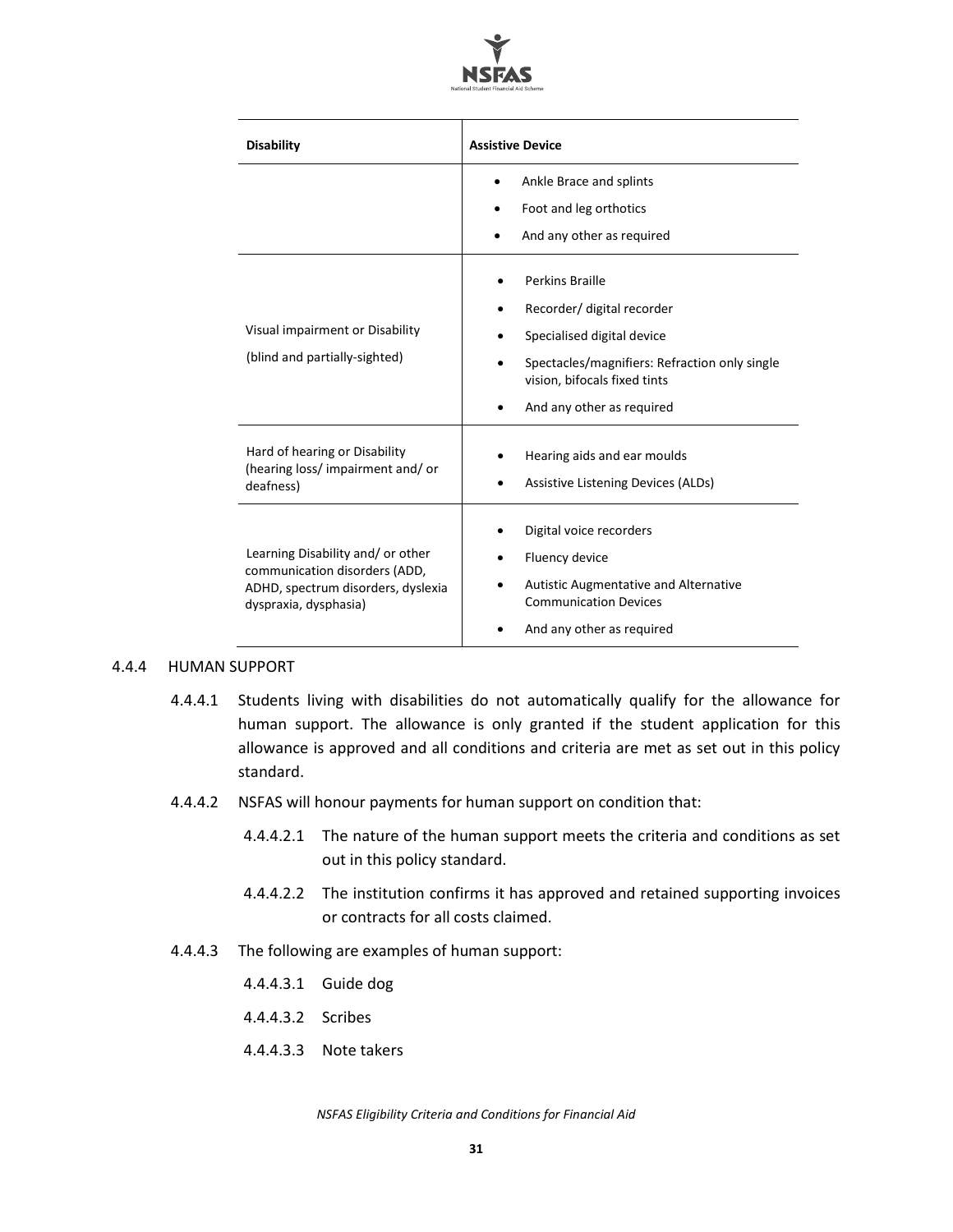| Disability | Assistive Device |
|---|---|
| | • Ankle Brace and splints<br>• Foot and leg orthotics<br>• And any other as required |
| Visual impairment or Disability<br>(blind and partially-sighted) | • Perkins Braille<br>• Recorder/ digital recorder<br>• Specialised digital device<br>• Spectacles/magnifiers: Refraction only single vision, bifocals fixed tints<br>• And any other as required |
| Hard of hearing or Disability (hearing loss/ impairment and/ or deafness) | • Hearing aids and ear moulds<br>• Assistive Listening Devices (ALDs) |
| Learning Disability and/ or other communication disorders (ADD, ADHD, spectrum disorders, dyslexia dyspraxia, dysphasia) | • Digital voice recorders<br>• Fluency device<br>• Autistic Augmentative and Alternative Communication Devices<br>• And any other as required |

4.4.4 HUMAN SUPPORT

4.4.4.1 Students living with disabilities do not automatically qualify for the allowance for human support. The allowance is only granted if the student application for this allowance is approved and all conditions and criteria are met as set out in this policy standard.

4.4.4.2 NSFAS will honour payments for human support on condition that:

4.4.4.2.1 The nature of the human support meets the criteria and conditions as set out in this policy standard.

4.4.4.2.2 The institution confirms it has approved and retained supporting invoices or contracts for all costs claimed.

4.4.4.3 The following are examples of human support:

4.4.4.3.1 Guide dog

4.4.4.3.2 Scribes

4.4.4.3.3 Note takers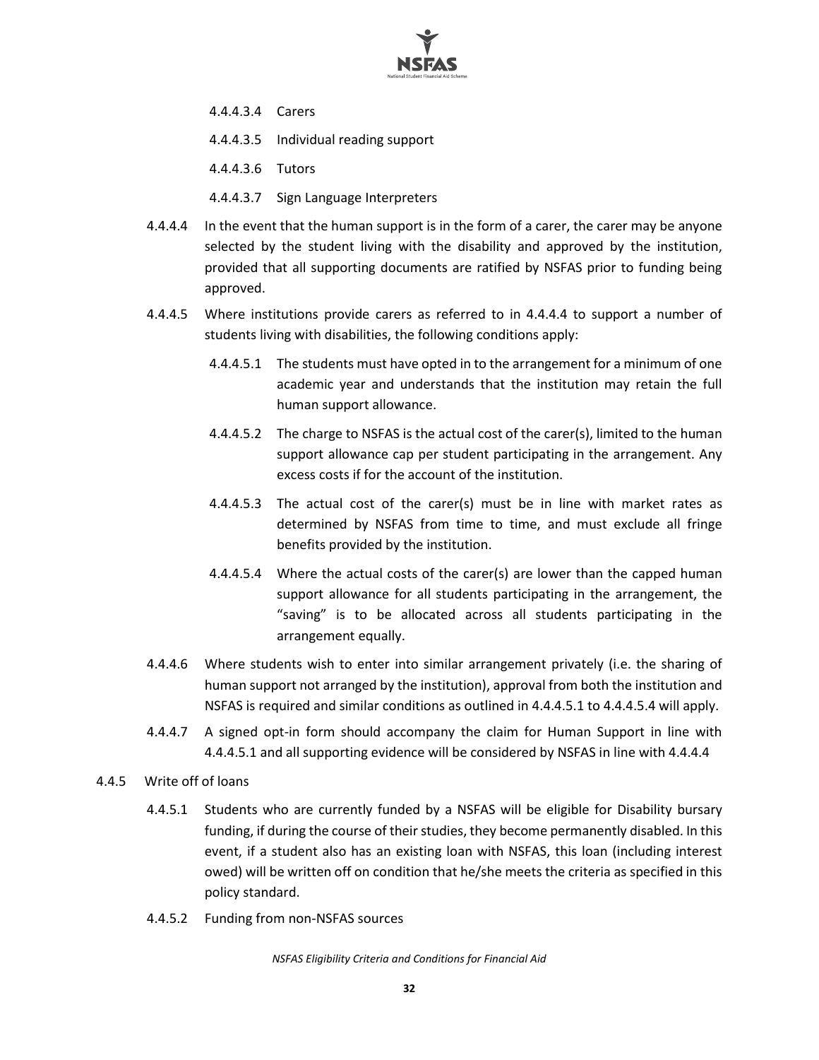4.4.4.3.4 Carers

4.4.4.3.5 Individual reading support

4.4.4.3.6 Tutors

4.4.4.3.7 Sign Language Interpreters

4.4.4.4 In the event that the human support is in the form of a carer, the carer may be anyone selected by the student living with the disability and approved by the institution, provided that all supporting documents are ratified by NSFAS prior to funding being approved.

4.4.4.5 Where institutions provide carers as referred to in 4.4.4.4 to support a number of students living with disabilities, the following conditions apply:

4.4.4.5.1 The students must have opted in to the arrangement for a minimum of one academic year and understands that the institution may retain the full human support allowance.

4.4.4.5.2 The charge to NSFAS is the actual cost of the carer(s), limited to the human support allowance cap per student participating in the arrangement. Any excess costs if for the account of the institution.

4.4.4.5.3 The actual cost of the carer(s) must be in line with market rates as determined by NSFAS from time to time, and must exclude all fringe benefits provided by the institution.

4.4.4.5.4 Where the actual costs of the carer(s) are lower than the capped human support allowance for all students participating in the arrangement, the "saving" is to be allocated across all students participating in the arrangement equally.

4.4.4.6 Where students wish to enter into similar arrangement privately (i.e. the sharing of human support not arranged by the institution), approval from both the institution and NSFAS is required and similar conditions as outlined in 4.4.4.5.1 to 4.4.4.5.4 will apply.

4.4.4.7 A signed opt-in form should accompany the claim for Human Support in line with 4.4.4.5.1 and all supporting evidence will be considered by NSFAS in line with 4.4.4.4

4.4.5 Write off of loans

4.4.5.1 Students who are currently funded by a NSFAS will be eligible for Disability bursary funding, if during the course of their studies, they become permanently disabled. In this event, if a student also has an existing loan with NSFAS, this loan (including interest owed) will be written off on condition that he/she meets the criteria as specified in this policy standard.

4.4.5.2 Funding from non-NSFAS sources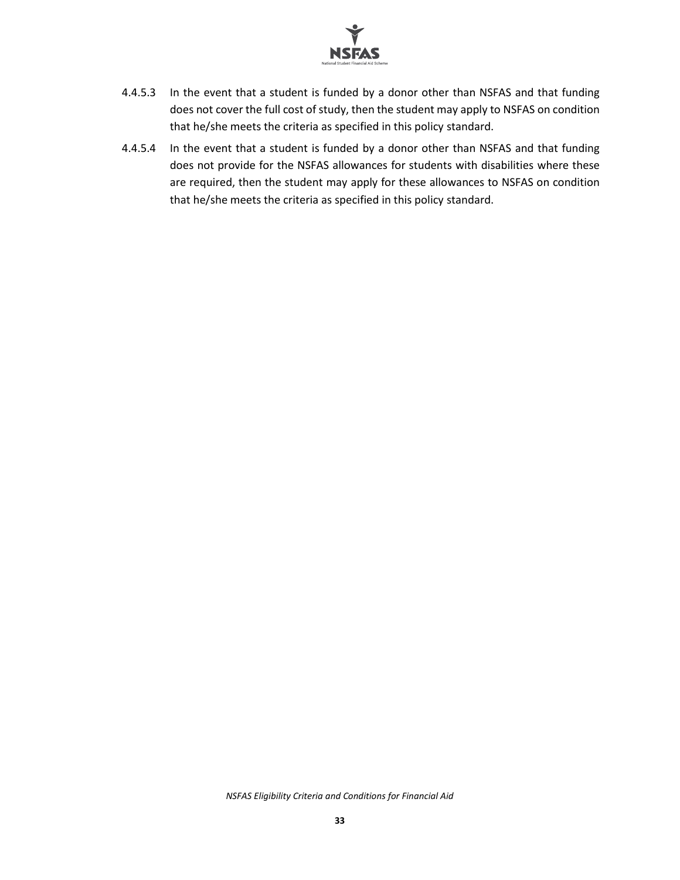4.4.5.3 In the event that a student is funded by a donor other than NSFAS and that funding does not cover the full cost of study, then the student may apply to NSFAS on condition that he/she meets the criteria as specified in this policy standard.

4.4.5.4 In the event that a student is funded by a donor other than NSFAS and that funding does not provide for the NSFAS allowances for students with disabilities where these are required, then the student may apply for these allowances to NSFAS on condition that he/she meets the criteria as specified in this policy standard.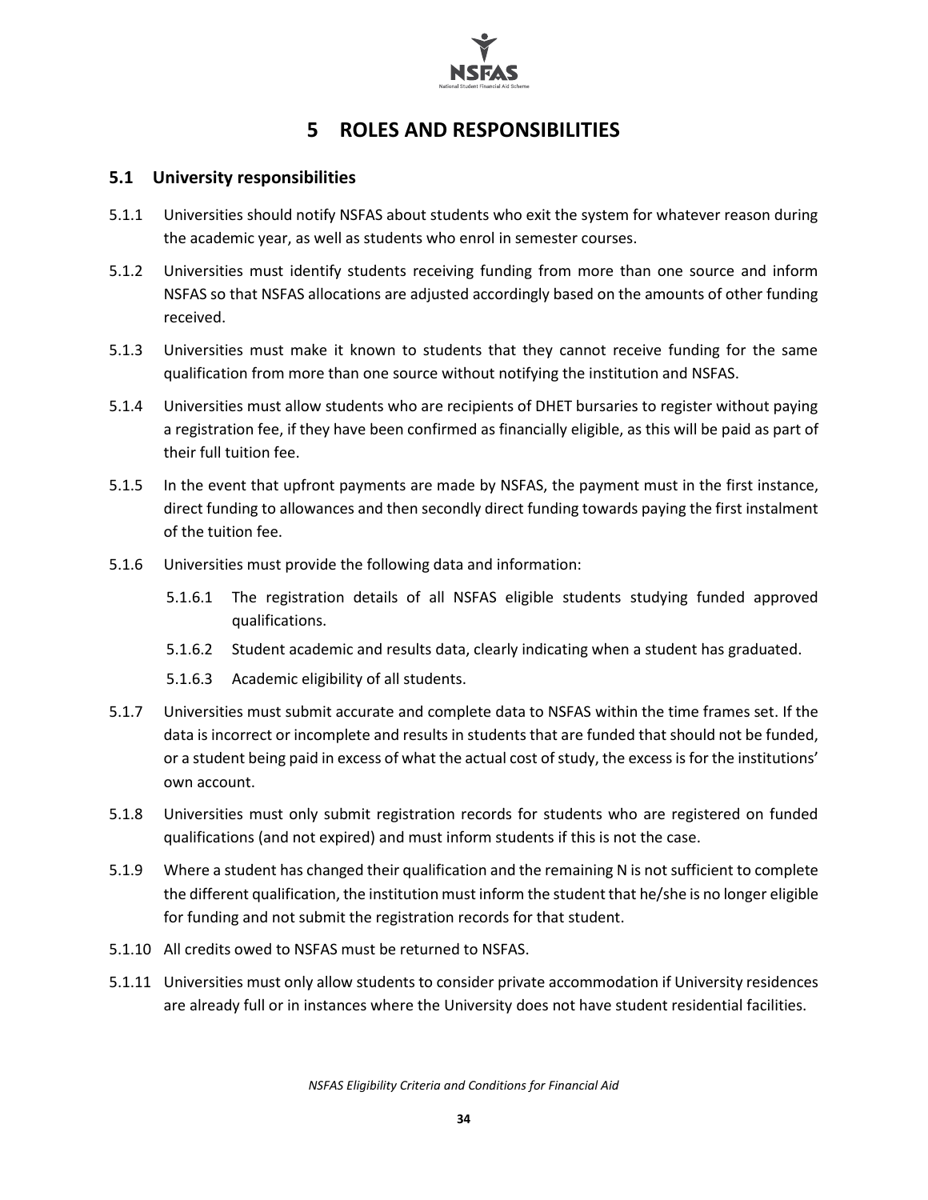# 5 ROLES AND RESPONSIBILITIES

## 5.1 University responsibilities

5.1.1 Universities should notify NSFAS about students who exit the system for whatever reason during the academic year, as well as students who enrol in semester courses.

5.1.2 Universities must identify students receiving funding from more than one source and inform NSFAS so that NSFAS allocations are adjusted accordingly based on the amounts of other funding received.

5.1.3 Universities must make it known to students that they cannot receive funding for the same qualification from more than one source without notifying the institution and NSFAS.

5.1.4 Universities must allow students who are recipients of DHET bursaries to register without paying a registration fee, if they have been confirmed as financially eligible, as this will be paid as part of their full tuition fee.

5.1.5 In the event that upfront payments are made by NSFAS, the payment must in the first instance, direct funding to allowances and then secondly direct funding towards paying the first instalment of the tuition fee.

5.1.6 Universities must provide the following data and information:

5.1.6.1 The registration details of all NSFAS eligible students studying funded approved qualifications.

5.1.6.2 Student academic and results data, clearly indicating when a student has graduated.

5.1.6.3 Academic eligibility of all students.

5.1.7 Universities must submit accurate and complete data to NSFAS within the time frames set. If the data is incorrect or incomplete and results in students that are funded that should not be funded, or a student being paid in excess of what the actual cost of study, the excess is for the institutions' own account.

5.1.8 Universities must only submit registration records for students who are registered on funded qualifications (and not expired) and must inform students if this is not the case.

5.1.9 Where a student has changed their qualification and the remaining N is not sufficient to complete the different qualification, the institution must inform the student that he/she is no longer eligible for funding and not submit the registration records for that student.

5.1.10 All credits owed to NSFAS must be returned to NSFAS.

5.1.11 Universities must only allow students to consider private accommodation if University residences are already full or in instances where the University does not have student residential facilities.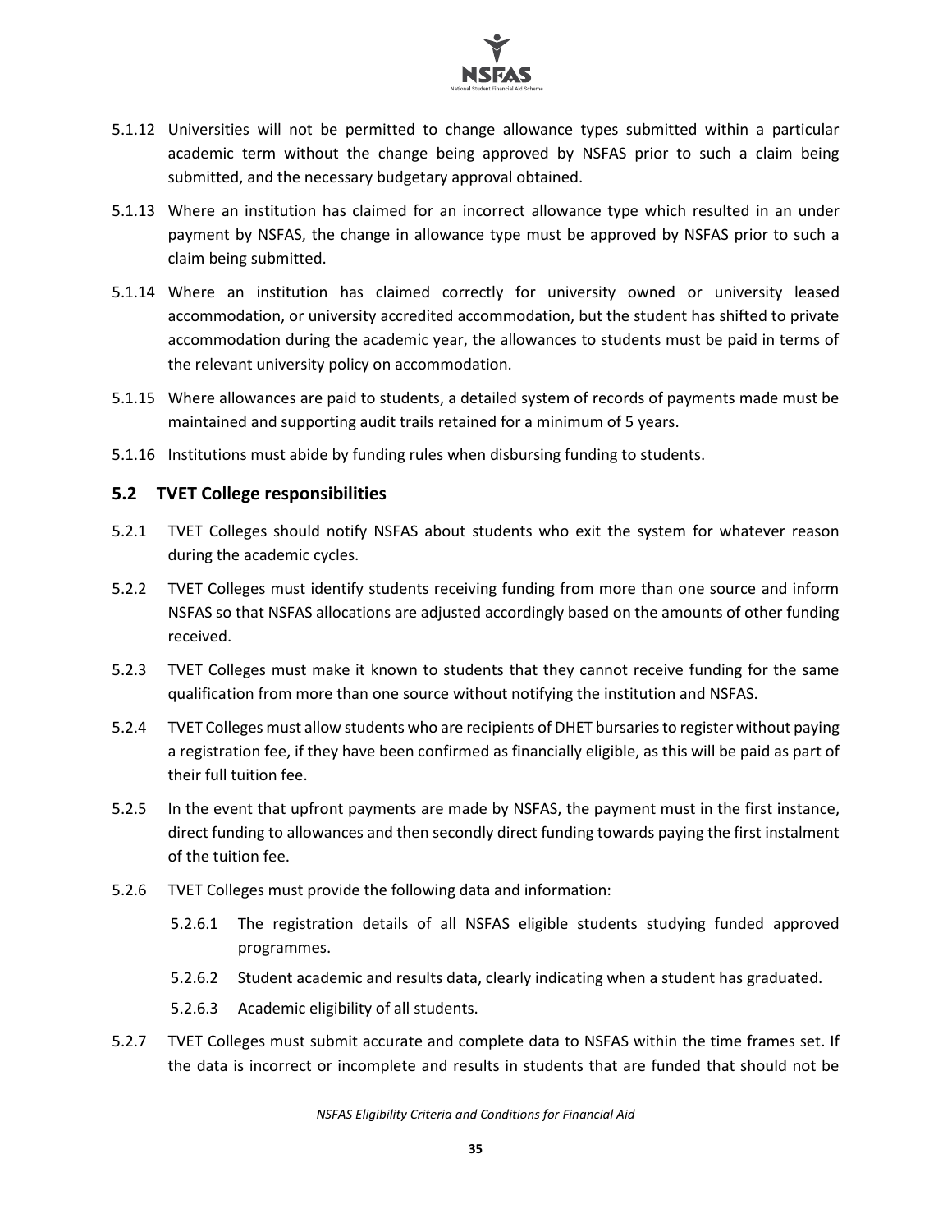5.1.12 Universities will not be permitted to change allowance types submitted within a particular academic term without the change being approved by NSFAS prior to such a claim being submitted, and the necessary budgetary approval obtained.

5.1.13 Where an institution has claimed for an incorrect allowance type which resulted in an under payment by NSFAS, the change in allowance type must be approved by NSFAS prior to such a claim being submitted.

5.1.14 Where an institution has claimed correctly for university owned or university leased accommodation, or university accredited accommodation, but the student has shifted to private accommodation during the academic year, the allowances to students must be paid in terms of the relevant university policy on accommodation.

5.1.15 Where allowances are paid to students, a detailed system of records of payments made must be maintained and supporting audit trails retained for a minimum of 5 years.

5.1.16 Institutions must abide by funding rules when disbursing funding to students.

## 5.2 TVET College responsibilities

5.2.1 TVET Colleges should notify NSFAS about students who exit the system for whatever reason during the academic cycles.

5.2.2 TVET Colleges must identify students receiving funding from more than one source and inform NSFAS so that NSFAS allocations are adjusted accordingly based on the amounts of other funding received.

5.2.3 TVET Colleges must make it known to students that they cannot receive funding for the same qualification from more than one source without notifying the institution and NSFAS.

5.2.4 TVET Colleges must allow students who are recipients of DHET bursaries to register without paying a registration fee, if they have been confirmed as financially eligible, as this will be paid as part of their full tuition fee.

5.2.5 In the event that upfront payments are made by NSFAS, the payment must in the first instance, direct funding to allowances and then secondly direct funding towards paying the first instalment of the tuition fee.

5.2.6 TVET Colleges must provide the following data and information:

- 5.2.6.1 The registration details of all NSFAS eligible students studying funded approved programmes.
- 5.2.6.2 Student academic and results data, clearly indicating when a student has graduated.
- 5.2.6.3 Academic eligibility of all students.

5.2.7 TVET Colleges must submit accurate and complete data to NSFAS within the time frames set. If the data is incorrect or incomplete and results in students that are funded that should not be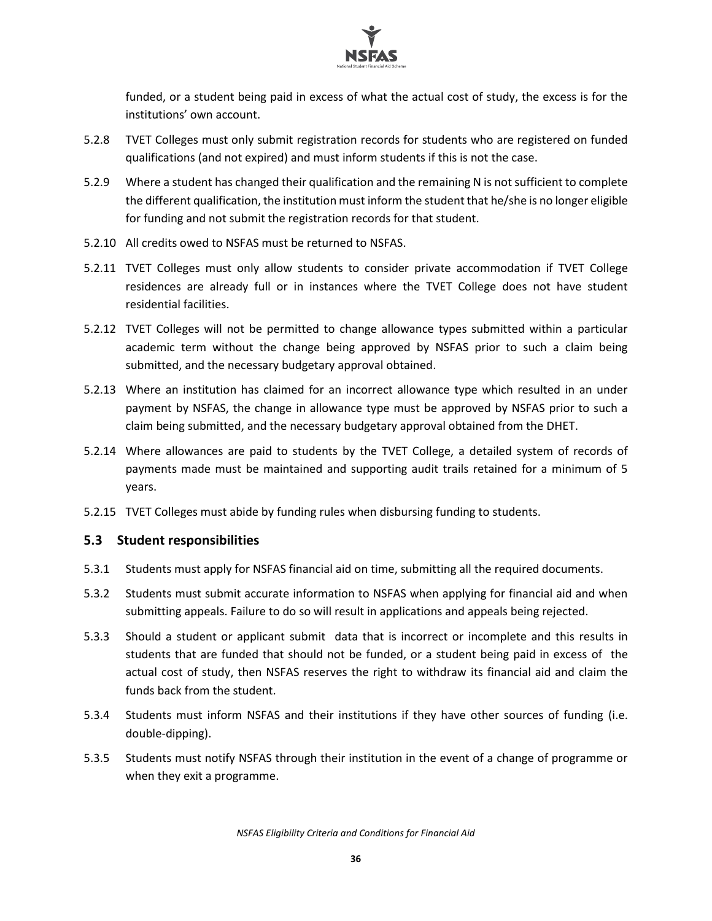funded, or a student being paid in excess of what the actual cost of study, the excess is for the institutions' own account.

5.2.8 TVET Colleges must only submit registration records for students who are registered on funded qualifications (and not expired) and must inform students if this is not the case.

5.2.9 Where a student has changed their qualification and the remaining N is not sufficient to complete the different qualification, the institution must inform the student that he/she is no longer eligible for funding and not submit the registration records for that student.

5.2.10 All credits owed to NSFAS must be returned to NSFAS.

5.2.11 TVET Colleges must only allow students to consider private accommodation if TVET College residences are already full or in instances where the TVET College does not have student residential facilities.

5.2.12 TVET Colleges will not be permitted to change allowance types submitted within a particular academic term without the change being approved by NSFAS prior to such a claim being submitted, and the necessary budgetary approval obtained.

5.2.13 Where an institution has claimed for an incorrect allowance type which resulted in an under payment by NSFAS, the change in allowance type must be approved by NSFAS prior to such a claim being submitted, and the necessary budgetary approval obtained from the DHET.

5.2.14 Where allowances are paid to students by the TVET College, a detailed system of records of payments made must be maintained and supporting audit trails retained for a minimum of 5 years.

5.2.15 TVET Colleges must abide by funding rules when disbursing funding to students.

## 5.3 Student responsibilities

5.3.1 Students must apply for NSFAS financial aid on time, submitting all the required documents.

5.3.2 Students must submit accurate information to NSFAS when applying for financial aid and when submitting appeals. Failure to do so will result in applications and appeals being rejected.

5.3.3 Should a student or applicant submit data that is incorrect or incomplete and this results in students that are funded that should not be funded, or a student being paid in excess of the actual cost of study, then NSFAS reserves the right to withdraw its financial aid and claim the funds back from the student.

5.3.4 Students must inform NSFAS and their institutions if they have other sources of funding (i.e. double-dipping).

5.3.5 Students must notify NSFAS through their institution in the event of a change of programme or when they exit a programme.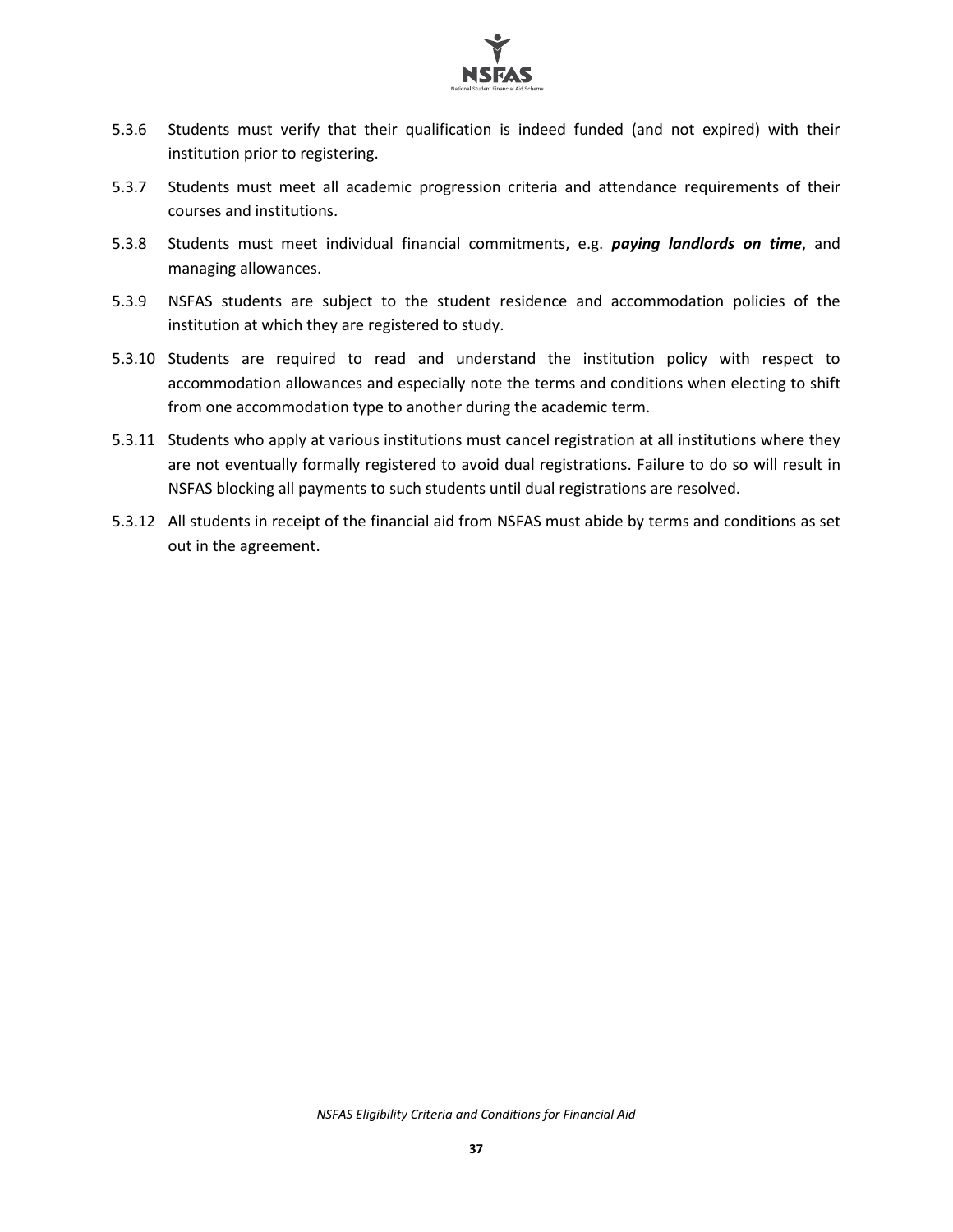5.3.6 Students must verify that their qualification is indeed funded (and not expired) with their institution prior to registering.

5.3.7 Students must meet all academic progression criteria and attendance requirements of their courses and institutions.

5.3.8 Students must meet individual financial commitments, e.g. ***paying landlords on time***, and managing allowances.

5.3.9 NSFAS students are subject to the student residence and accommodation policies of the institution at which they are registered to study.

5.3.10 Students are required to read and understand the institution policy with respect to accommodation allowances and especially note the terms and conditions when electing to shift from one accommodation type to another during the academic term.

5.3.11 Students who apply at various institutions must cancel registration at all institutions where they are not eventually formally registered to avoid dual registrations. Failure to do so will result in NSFAS blocking all payments to such students until dual registrations are resolved.

5.3.12 All students in receipt of the financial aid from NSFAS must abide by terms and conditions as set out in the agreement.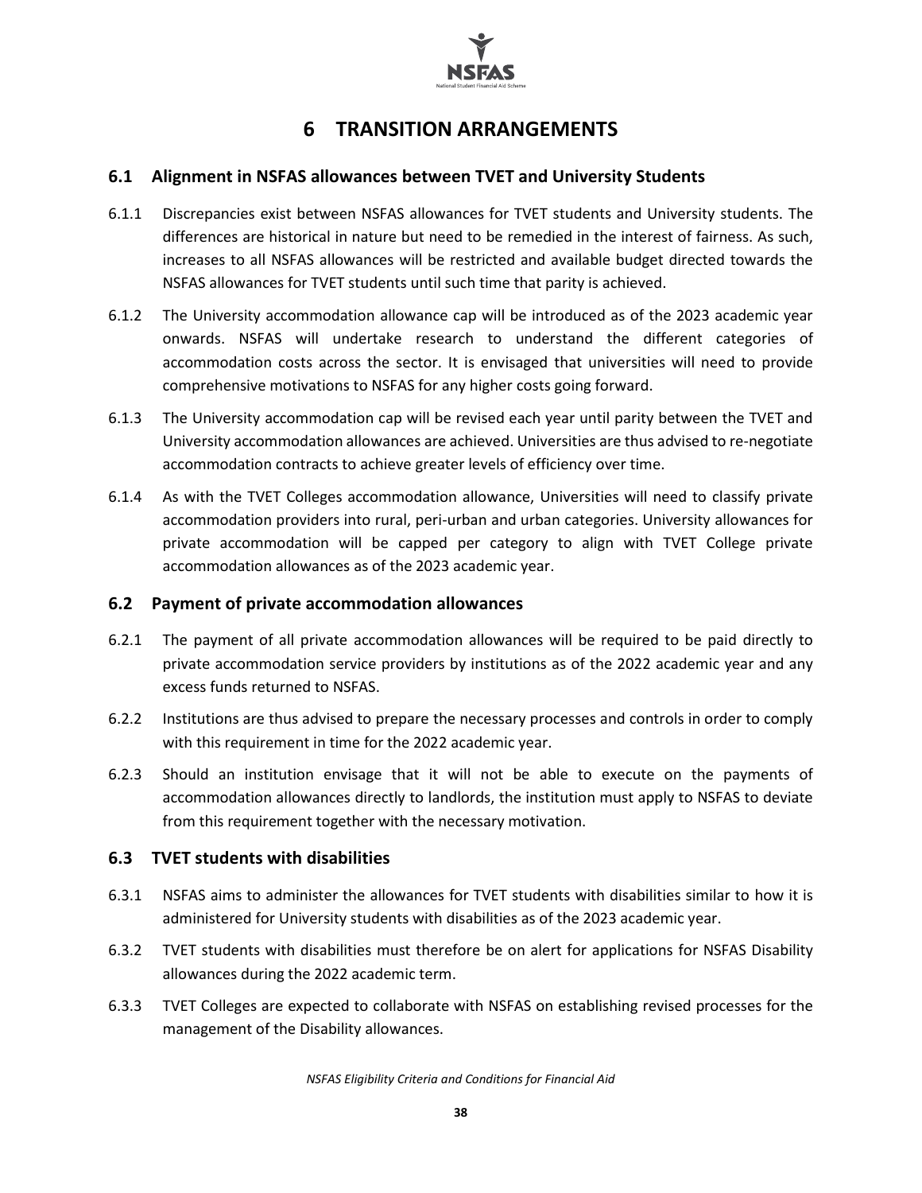# 6 TRANSITION ARRANGEMENTS

## 6.1 Alignment in NSFAS allowances between TVET and University Students

6.1.1 Discrepancies exist between NSFAS allowances for TVET students and University students. The differences are historical in nature but need to be remedied in the interest of fairness. As such, increases to all NSFAS allowances will be restricted and available budget directed towards the NSFAS allowances for TVET students until such time that parity is achieved.

6.1.2 The University accommodation allowance cap will be introduced as of the 2023 academic year onwards. NSFAS will undertake research to understand the different categories of accommodation costs across the sector. It is envisaged that universities will need to provide comprehensive motivations to NSFAS for any higher costs going forward.

6.1.3 The University accommodation cap will be revised each year until parity between the TVET and University accommodation allowances are achieved. Universities are thus advised to re-negotiate accommodation contracts to achieve greater levels of efficiency over time.

6.1.4 As with the TVET Colleges accommodation allowance, Universities will need to classify private accommodation providers into rural, peri-urban and urban categories. University allowances for private accommodation will be capped per category to align with TVET College private accommodation allowances as of the 2023 academic year.

## 6.2 Payment of private accommodation allowances

6.2.1 The payment of all private accommodation allowances will be required to be paid directly to private accommodation service providers by institutions as of the 2022 academic year and any excess funds returned to NSFAS.

6.2.2 Institutions are thus advised to prepare the necessary processes and controls in order to comply with this requirement in time for the 2022 academic year.

6.2.3 Should an institution envisage that it will not be able to execute on the payments of accommodation allowances directly to landlords, the institution must apply to NSFAS to deviate from this requirement together with the necessary motivation.

## 6.3 TVET students with disabilities

6.3.1 NSFAS aims to administer the allowances for TVET students with disabilities similar to how it is administered for University students with disabilities as of the 2023 academic year.

6.3.2 TVET students with disabilities must therefore be on alert for applications for NSFAS Disability allowances during the 2022 academic term.

6.3.3 TVET Colleges are expected to collaborate with NSFAS on establishing revised processes for the management of the Disability allowances.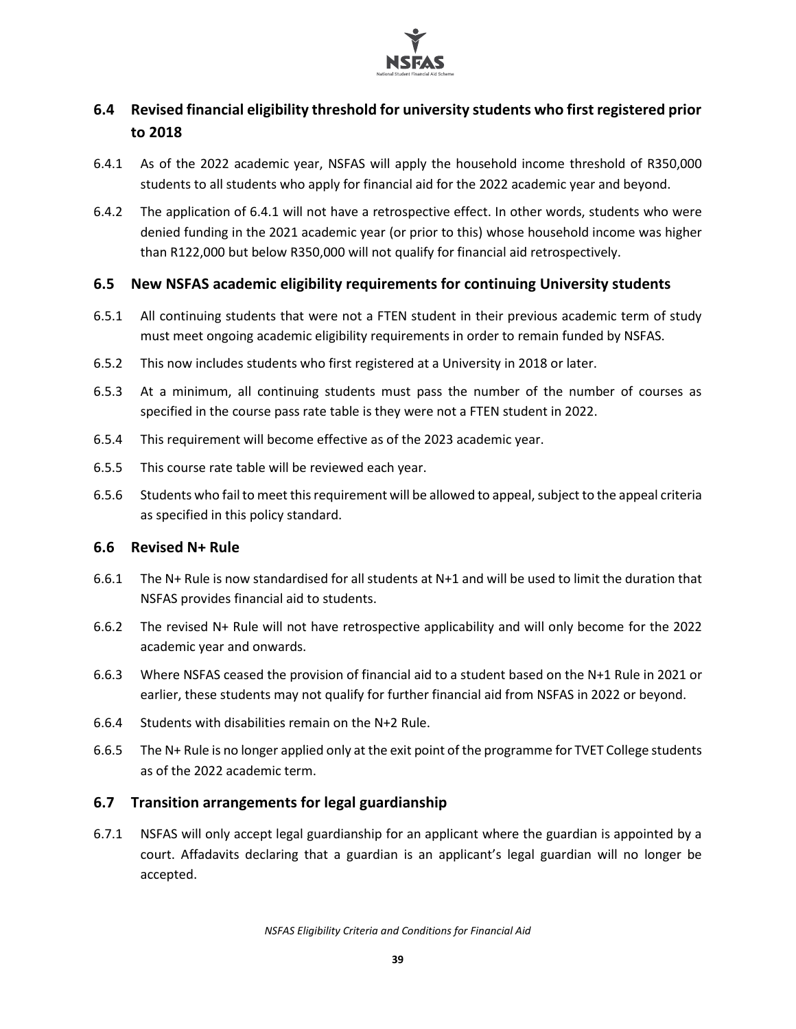## 6.4 Revised financial eligibility threshold for university students who first registered prior to 2018

6.4.1 As of the 2022 academic year, NSFAS will apply the household income threshold of R350,000 students to all students who apply for financial aid for the 2022 academic year and beyond.

6.4.2 The application of 6.4.1 will not have a retrospective effect. In other words, students who were denied funding in the 2021 academic year (or prior to this) whose household income was higher than R122,000 but below R350,000 will not qualify for financial aid retrospectively.

## 6.5 New NSFAS academic eligibility requirements for continuing University students

6.5.1 All continuing students that were not a FTEN student in their previous academic term of study must meet ongoing academic eligibility requirements in order to remain funded by NSFAS.

6.5.2 This now includes students who first registered at a University in 2018 or later.

6.5.3 At a minimum, all continuing students must pass the number of the number of courses as specified in the course pass rate table is they were not a FTEN student in 2022.

6.5.4 This requirement will become effective as of the 2023 academic year.

6.5.5 This course rate table will be reviewed each year.

6.5.6 Students who fail to meet this requirement will be allowed to appeal, subject to the appeal criteria as specified in this policy standard.

## 6.6 Revised N+ Rule

6.6.1 The N+ Rule is now standardised for all students at N+1 and will be used to limit the duration that NSFAS provides financial aid to students.

6.6.2 The revised N+ Rule will not have retrospective applicability and will only become for the 2022 academic year and onwards.

6.6.3 Where NSFAS ceased the provision of financial aid to a student based on the N+1 Rule in 2021 or earlier, these students may not qualify for further financial aid from NSFAS in 2022 or beyond.

6.6.4 Students with disabilities remain on the N+2 Rule.

6.6.5 The N+ Rule is no longer applied only at the exit point of the programme for TVET College students as of the 2022 academic term.

## 6.7 Transition arrangements for legal guardianship

6.7.1 NSFAS will only accept legal guardianship for an applicant where the guardian is appointed by a court. Affadavits declaring that a guardian is an applicant's legal guardian will no longer be accepted.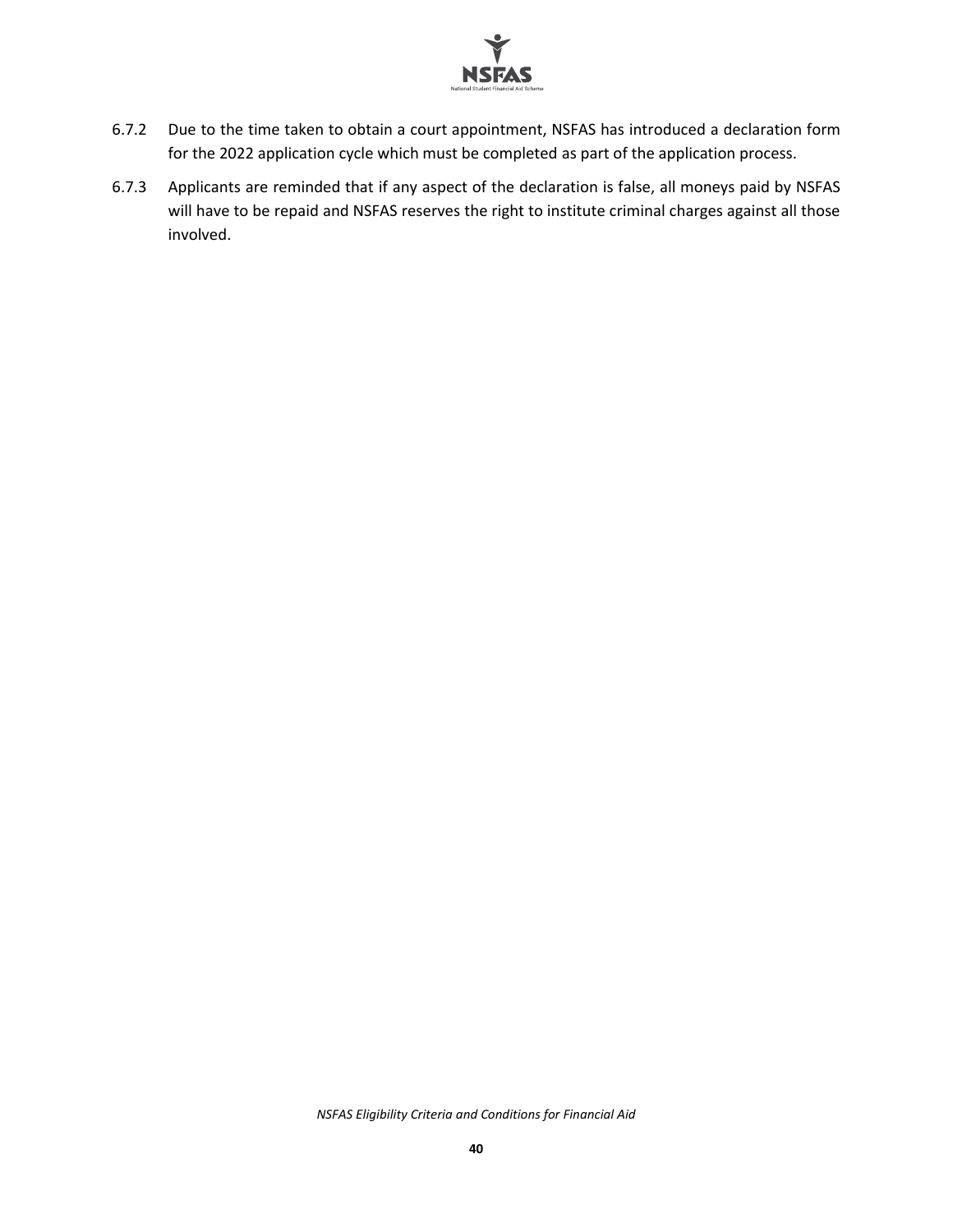6.7.2 Due to the time taken to obtain a court appointment, NSFAS has introduced a declaration form for the 2022 application cycle which must be completed as part of the application process.

6.7.3 Applicants are reminded that if any aspect of the declaration is false, all moneys paid by NSFAS will have to be repaid and NSFAS reserves the right to institute criminal charges against all those involved.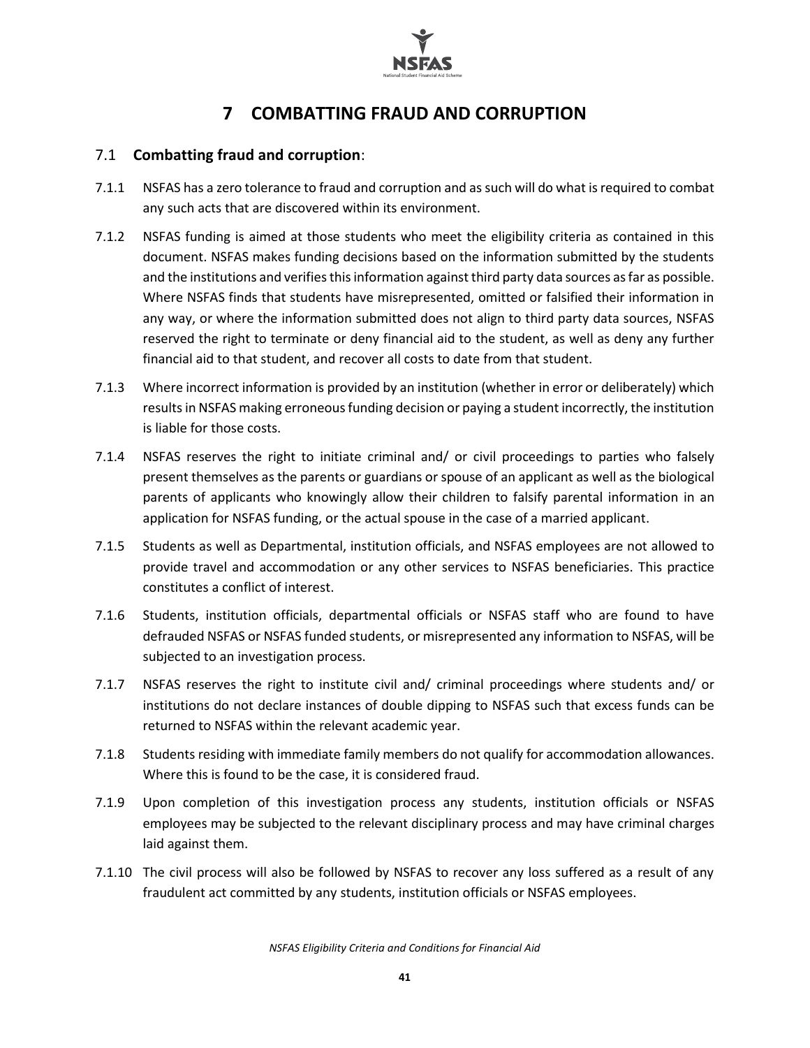# 7 COMBATTING FRAUD AND CORRUPTION

## 7.1 **Combatting fraud and corruption**:

7.1.1 NSFAS has a zero tolerance to fraud and corruption and as such will do what is required to combat any such acts that are discovered within its environment.

7.1.2 NSFAS funding is aimed at those students who meet the eligibility criteria as contained in this document. NSFAS makes funding decisions based on the information submitted by the students and the institutions and verifies this information against third party data sources as far as possible. Where NSFAS finds that students have misrepresented, omitted or falsified their information in any way, or where the information submitted does not align to third party data sources, NSFAS reserved the right to terminate or deny financial aid to the student, as well as deny any further financial aid to that student, and recover all costs to date from that student.

7.1.3 Where incorrect information is provided by an institution (whether in error or deliberately) which results in NSFAS making erroneous funding decision or paying a student incorrectly, the institution is liable for those costs.

7.1.4 NSFAS reserves the right to initiate criminal and/ or civil proceedings to parties who falsely present themselves as the parents or guardians or spouse of an applicant as well as the biological parents of applicants who knowingly allow their children to falsify parental information in an application for NSFAS funding, or the actual spouse in the case of a married applicant.

7.1.5 Students as well as Departmental, institution officials, and NSFAS employees are not allowed to provide travel and accommodation or any other services to NSFAS beneficiaries. This practice constitutes a conflict of interest.

7.1.6 Students, institution officials, departmental officials or NSFAS staff who are found to have defrauded NSFAS or NSFAS funded students, or misrepresented any information to NSFAS, will be subjected to an investigation process.

7.1.7 NSFAS reserves the right to institute civil and/ criminal proceedings where students and/ or institutions do not declare instances of double dipping to NSFAS such that excess funds can be returned to NSFAS within the relevant academic year.

7.1.8 Students residing with immediate family members do not qualify for accommodation allowances. Where this is found to be the case, it is considered fraud.

7.1.9 Upon completion of this investigation process any students, institution officials or NSFAS employees may be subjected to the relevant disciplinary process and may have criminal charges laid against them.

7.1.10 The civil process will also be followed by NSFAS to recover any loss suffered as a result of any fraudulent act committed by any students, institution officials or NSFAS employees.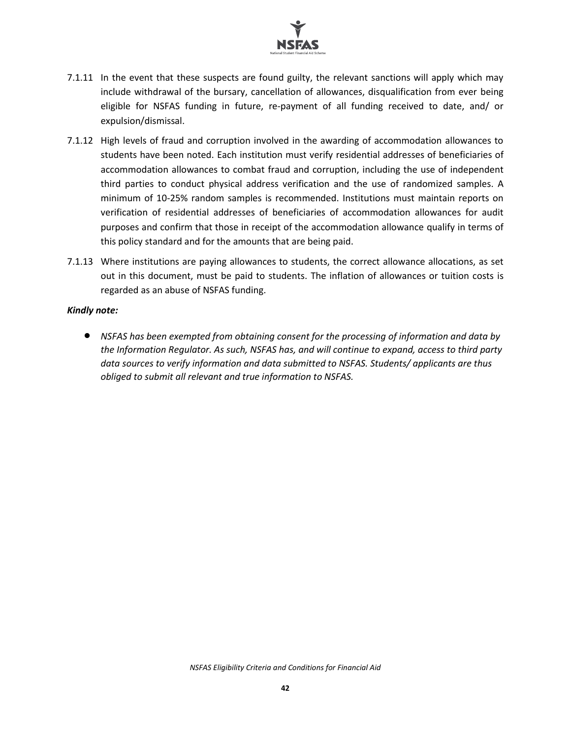7.1.11 In the event that these suspects are found guilty, the relevant sanctions will apply which may include withdrawal of the bursary, cancellation of allowances, disqualification from ever being eligible for NSFAS funding in future, re-payment of all funding received to date, and/ or expulsion/dismissal.

7.1.12 High levels of fraud and corruption involved in the awarding of accommodation allowances to students have been noted. Each institution must verify residential addresses of beneficiaries of accommodation allowances to combat fraud and corruption, including the use of independent third parties to conduct physical address verification and the use of randomized samples. A minimum of 10-25% random samples is recommended. Institutions must maintain reports on verification of residential addresses of beneficiaries of accommodation allowances for audit purposes and confirm that those in receipt of the accommodation allowance qualify in terms of this policy standard and for the amounts that are being paid.

7.1.13 Where institutions are paying allowances to students, the correct allowance allocations, as set out in this document, must be paid to students. The inflation of allowances or tuition costs is regarded as an abuse of NSFAS funding.

***Kindly note:***

- *NSFAS has been exempted from obtaining consent for the processing of information and data by the Information Regulator. As such, NSFAS has, and will continue to expand, access to third party data sources to verify information and data submitted to NSFAS. Students/ applicants are thus obliged to submit all relevant and true information to NSFAS.*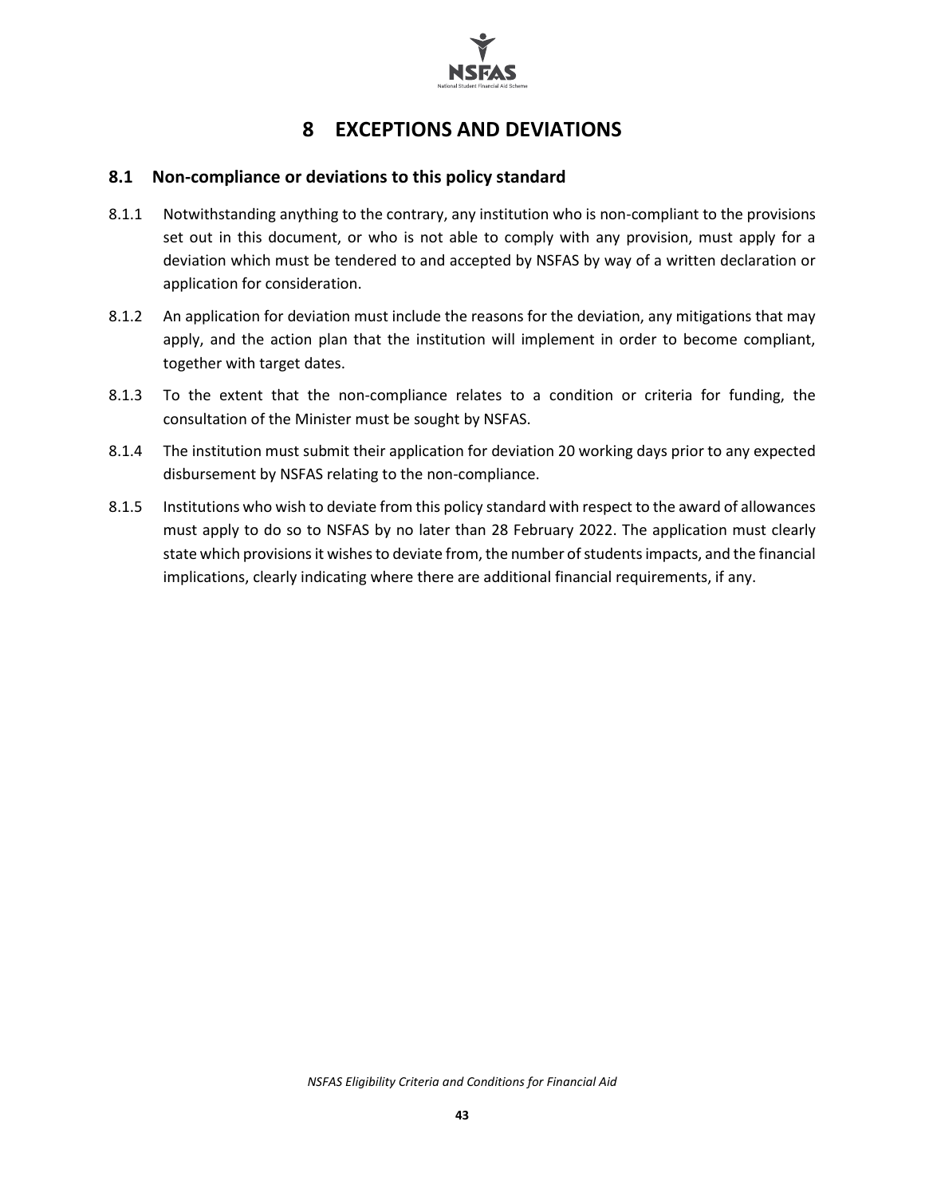# 8 EXCEPTIONS AND DEVIATIONS

## 8.1 Non-compliance or deviations to this policy standard

8.1.1 Notwithstanding anything to the contrary, any institution who is non-compliant to the provisions set out in this document, or who is not able to comply with any provision, must apply for a deviation which must be tendered to and accepted by NSFAS by way of a written declaration or application for consideration.

8.1.2 An application for deviation must include the reasons for the deviation, any mitigations that may apply, and the action plan that the institution will implement in order to become compliant, together with target dates.

8.1.3 To the extent that the non-compliance relates to a condition or criteria for funding, the consultation of the Minister must be sought by NSFAS.

8.1.4 The institution must submit their application for deviation 20 working days prior to any expected disbursement by NSFAS relating to the non-compliance.

8.1.5 Institutions who wish to deviate from this policy standard with respect to the award of allowances must apply to do so to NSFAS by no later than 28 February 2022. The application must clearly state which provisions it wishes to deviate from, the number of students impacts, and the financial implications, clearly indicating where there are additional financial requirements, if any.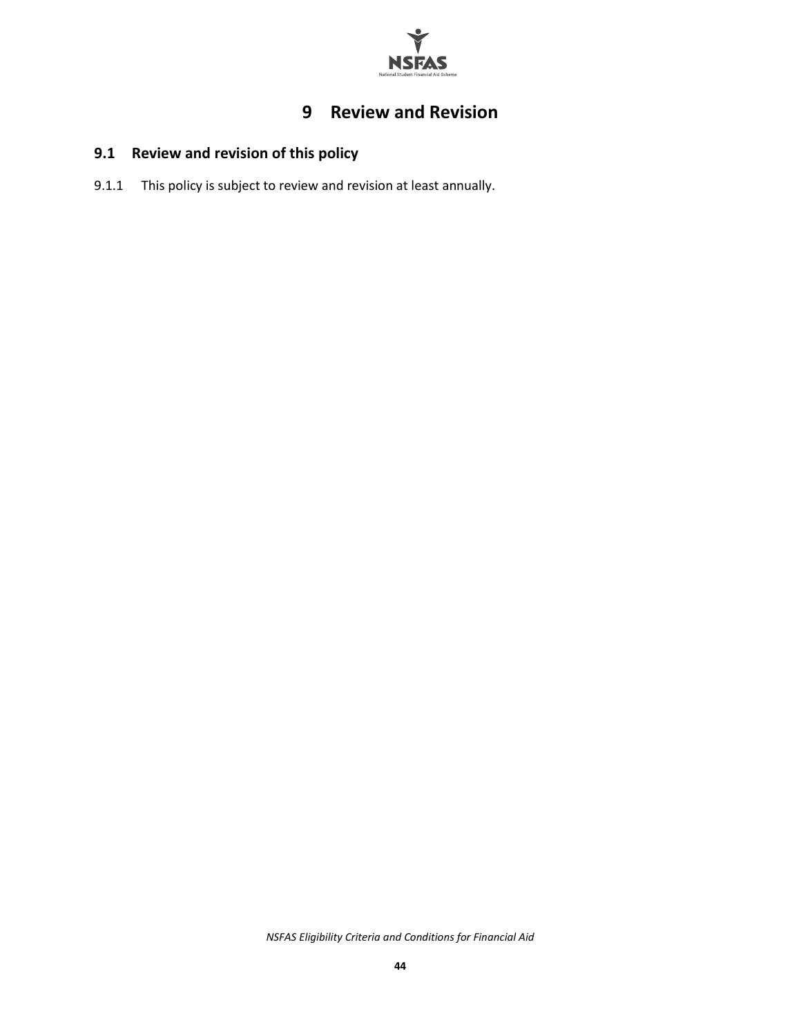# 9 Review and Revision

## 9.1 Review and revision of this policy

9.1.1 This policy is subject to review and revision at least annually.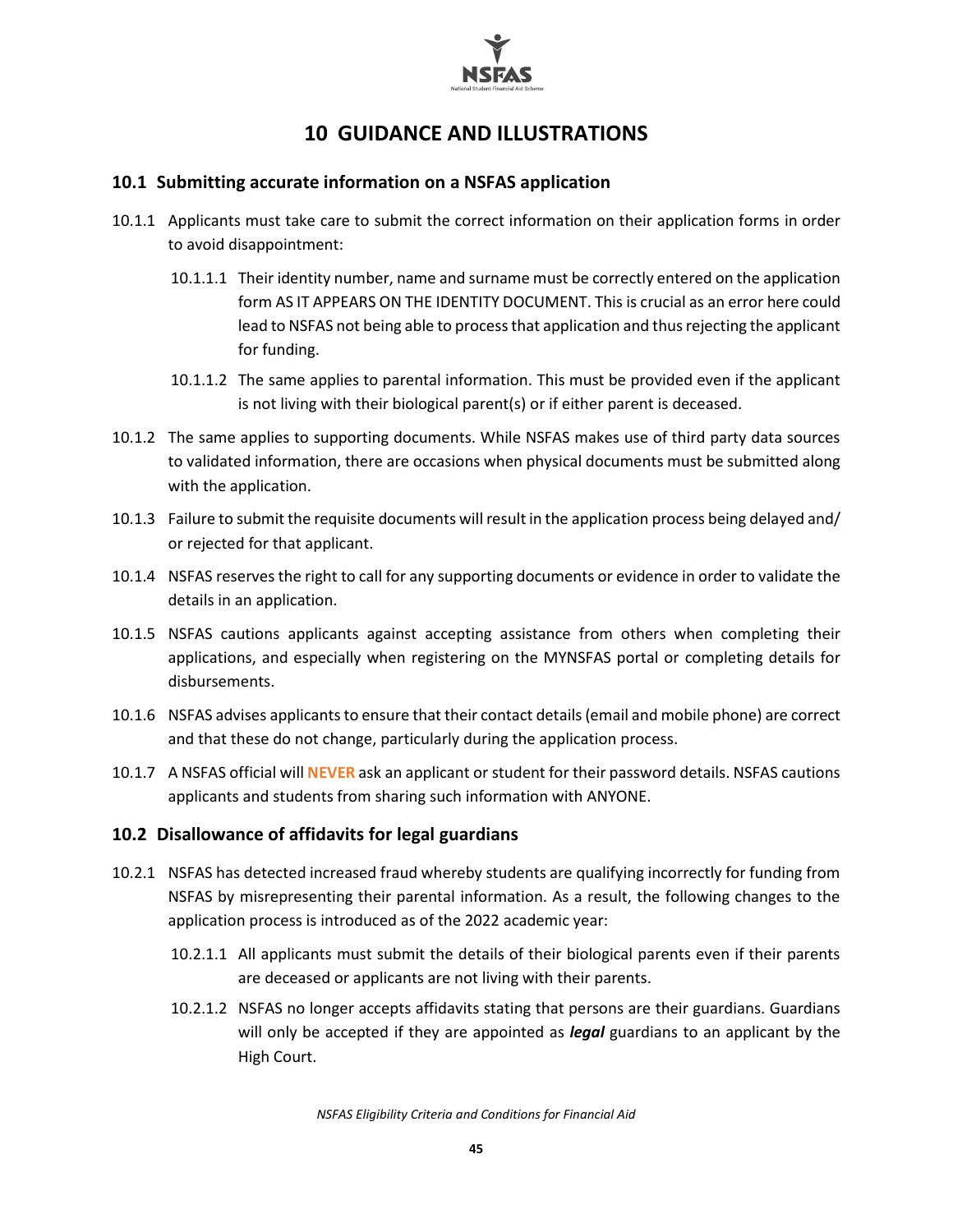# 10 GUIDANCE AND ILLUSTRATIONS

## 10.1 Submitting accurate information on a NSFAS application

10.1.1 Applicants must take care to submit the correct information on their application forms in order to avoid disappointment:

10.1.1.1 Their identity number, name and surname must be correctly entered on the application form AS IT APPEARS ON THE IDENTITY DOCUMENT. This is crucial as an error here could lead to NSFAS not being able to process that application and thus rejecting the applicant for funding.

10.1.1.2 The same applies to parental information. This must be provided even if the applicant is not living with their biological parent(s) or if either parent is deceased.

10.1.2 The same applies to supporting documents. While NSFAS makes use of third party data sources to validated information, there are occasions when physical documents must be submitted along with the application.

10.1.3 Failure to submit the requisite documents will result in the application process being delayed and/ or rejected for that applicant.

10.1.4 NSFAS reserves the right to call for any supporting documents or evidence in order to validate the details in an application.

10.1.5 NSFAS cautions applicants against accepting assistance from others when completing their applications, and especially when registering on the MYNSFAS portal or completing details for disbursements.

10.1.6 NSFAS advises applicants to ensure that their contact details (email and mobile phone) are correct and that these do not change, particularly during the application process.

10.1.7 A NSFAS official will **NEVER** ask an applicant or student for their password details. NSFAS cautions applicants and students from sharing such information with ANYONE.

## 10.2 Disallowance of affidavits for legal guardians

10.2.1 NSFAS has detected increased fraud whereby students are qualifying incorrectly for funding from NSFAS by misrepresenting their parental information. As a result, the following changes to the application process is introduced as of the 2022 academic year:

10.2.1.1 All applicants must submit the details of their biological parents even if their parents are deceased or applicants are not living with their parents.

10.2.1.2 NSFAS no longer accepts affidavits stating that persons are their guardians. Guardians will only be accepted if they are appointed as ***legal*** guardians to an applicant by the High Court.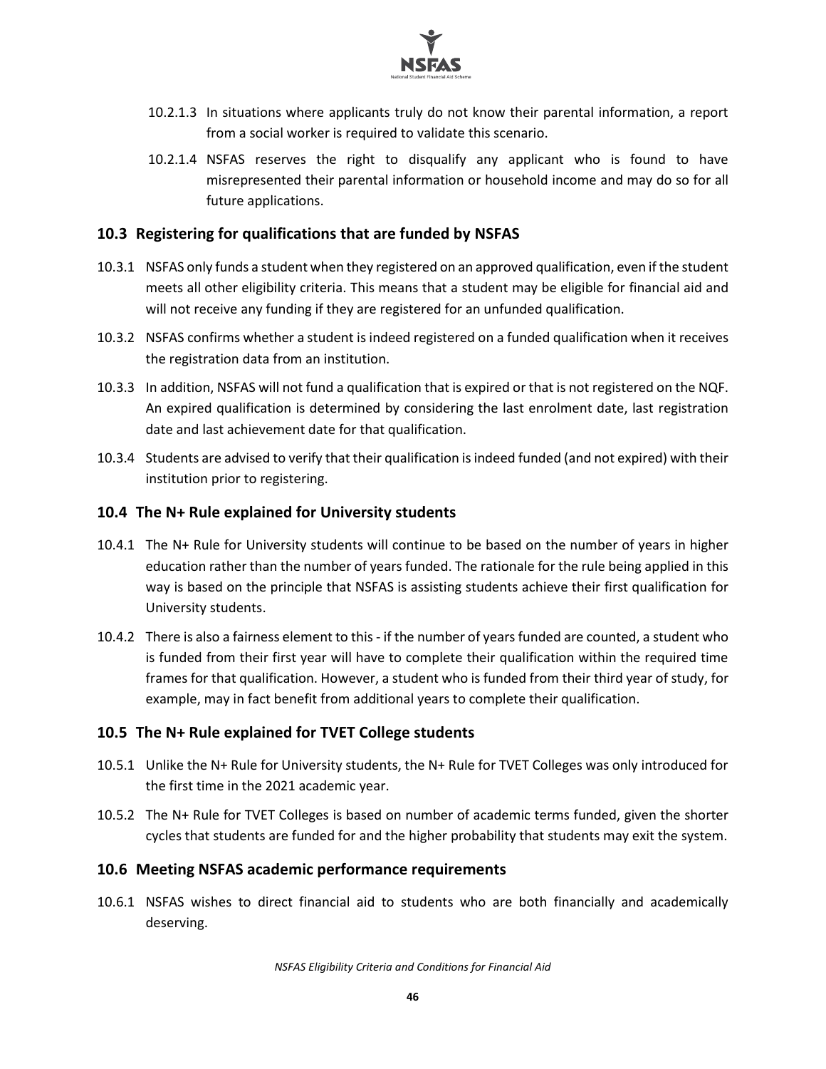10.2.1.3 In situations where applicants truly do not know their parental information, a report from a social worker is required to validate this scenario.

10.2.1.4 NSFAS reserves the right to disqualify any applicant who is found to have misrepresented their parental information or household income and may do so for all future applications.

## 10.3 Registering for qualifications that are funded by NSFAS

10.3.1 NSFAS only funds a student when they registered on an approved qualification, even if the student meets all other eligibility criteria. This means that a student may be eligible for financial aid and will not receive any funding if they are registered for an unfunded qualification.

10.3.2 NSFAS confirms whether a student is indeed registered on a funded qualification when it receives the registration data from an institution.

10.3.3 In addition, NSFAS will not fund a qualification that is expired or that is not registered on the NQF. An expired qualification is determined by considering the last enrolment date, last registration date and last achievement date for that qualification.

10.3.4 Students are advised to verify that their qualification is indeed funded (and not expired) with their institution prior to registering.

## 10.4 The N+ Rule explained for University students

10.4.1 The N+ Rule for University students will continue to be based on the number of years in higher education rather than the number of years funded. The rationale for the rule being applied in this way is based on the principle that NSFAS is assisting students achieve their first qualification for University students.

10.4.2 There is also a fairness element to this - if the number of years funded are counted, a student who is funded from their first year will have to complete their qualification within the required time frames for that qualification. However, a student who is funded from their third year of study, for example, may in fact benefit from additional years to complete their qualification.

## 10.5 The N+ Rule explained for TVET College students

10.5.1 Unlike the N+ Rule for University students, the N+ Rule for TVET Colleges was only introduced for the first time in the 2021 academic year.

10.5.2 The N+ Rule for TVET Colleges is based on number of academic terms funded, given the shorter cycles that students are funded for and the higher probability that students may exit the system.

## 10.6 Meeting NSFAS academic performance requirements

10.6.1 NSFAS wishes to direct financial aid to students who are both financially and academically deserving.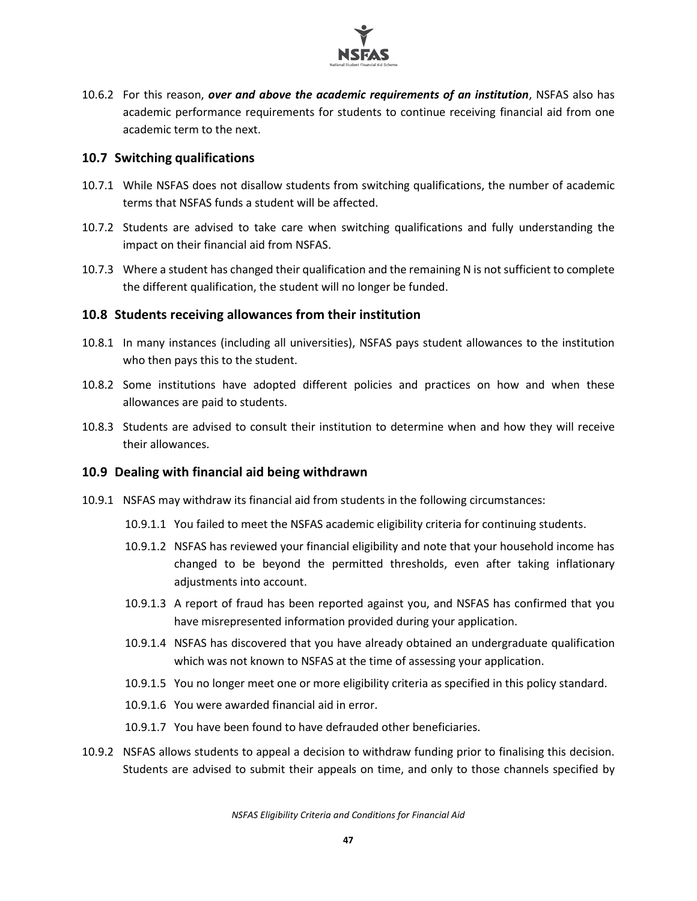10.6.2 For this reason, ***over and above the academic requirements of an institution***, NSFAS also has academic performance requirements for students to continue receiving financial aid from one academic term to the next.

### 10.7 Switching qualifications

10.7.1 While NSFAS does not disallow students from switching qualifications, the number of academic terms that NSFAS funds a student will be affected.

10.7.2 Students are advised to take care when switching qualifications and fully understanding the impact on their financial aid from NSFAS.

10.7.3 Where a student has changed their qualification and the remaining N is not sufficient to complete the different qualification, the student will no longer be funded.

### 10.8 Students receiving allowances from their institution

10.8.1 In many instances (including all universities), NSFAS pays student allowances to the institution who then pays this to the student.

10.8.2 Some institutions have adopted different policies and practices on how and when these allowances are paid to students.

10.8.3 Students are advised to consult their institution to determine when and how they will receive their allowances.

### 10.9 Dealing with financial aid being withdrawn

10.9.1 NSFAS may withdraw its financial aid from students in the following circumstances:

- 10.9.1.1 You failed to meet the NSFAS academic eligibility criteria for continuing students.
- 10.9.1.2 NSFAS has reviewed your financial eligibility and note that your household income has changed to be beyond the permitted thresholds, even after taking inflationary adjustments into account.
- 10.9.1.3 A report of fraud has been reported against you, and NSFAS has confirmed that you have misrepresented information provided during your application.
- 10.9.1.4 NSFAS has discovered that you have already obtained an undergraduate qualification which was not known to NSFAS at the time of assessing your application.
- 10.9.1.5 You no longer meet one or more eligibility criteria as specified in this policy standard.
- 10.9.1.6 You were awarded financial aid in error.
- 10.9.1.7 You have been found to have defrauded other beneficiaries.

10.9.2 NSFAS allows students to appeal a decision to withdraw funding prior to finalising this decision. Students are advised to submit their appeals on time, and only to those channels specified by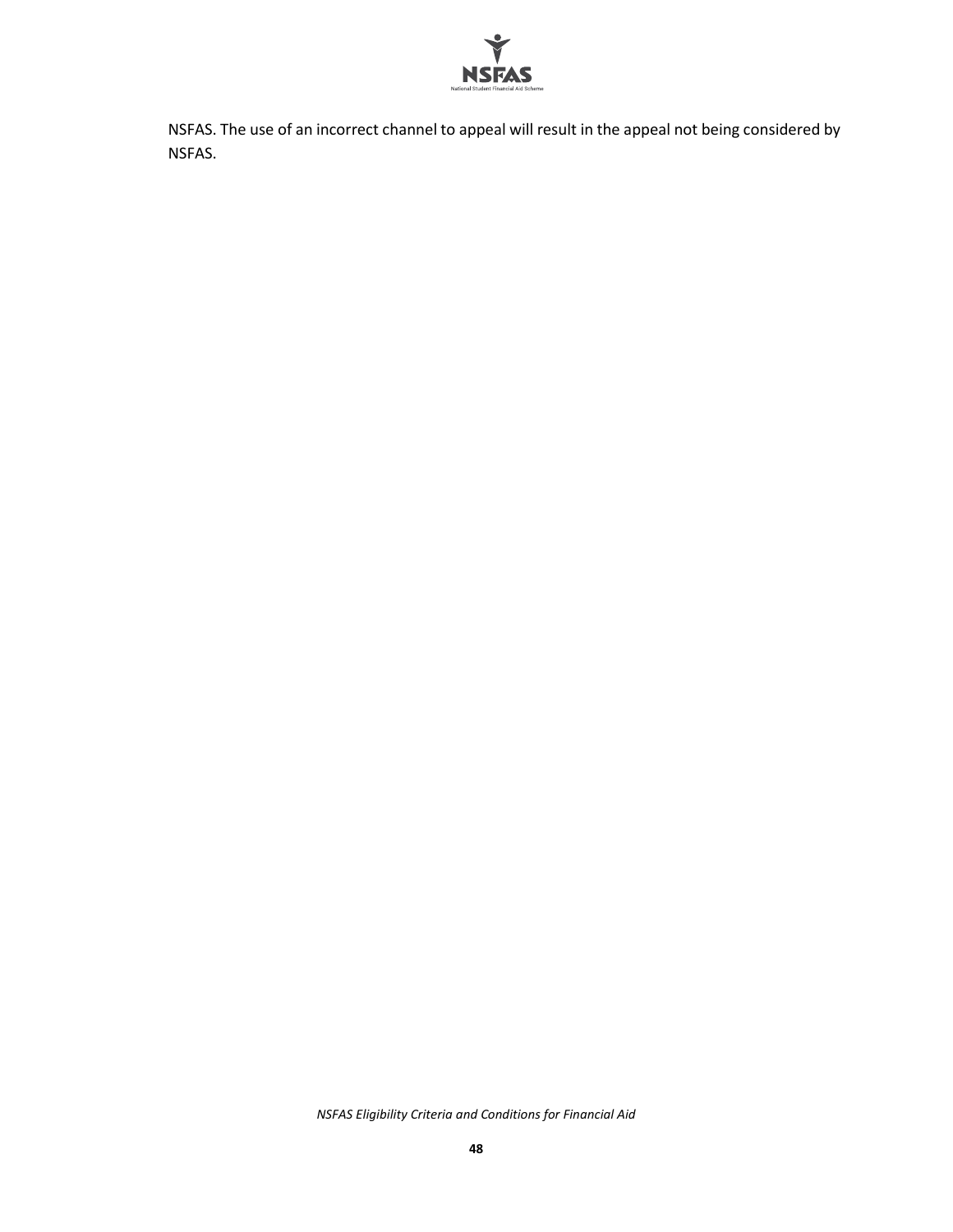NSFAS. The use of an incorrect channel to appeal will result in the appeal not being considered by NSFAS.